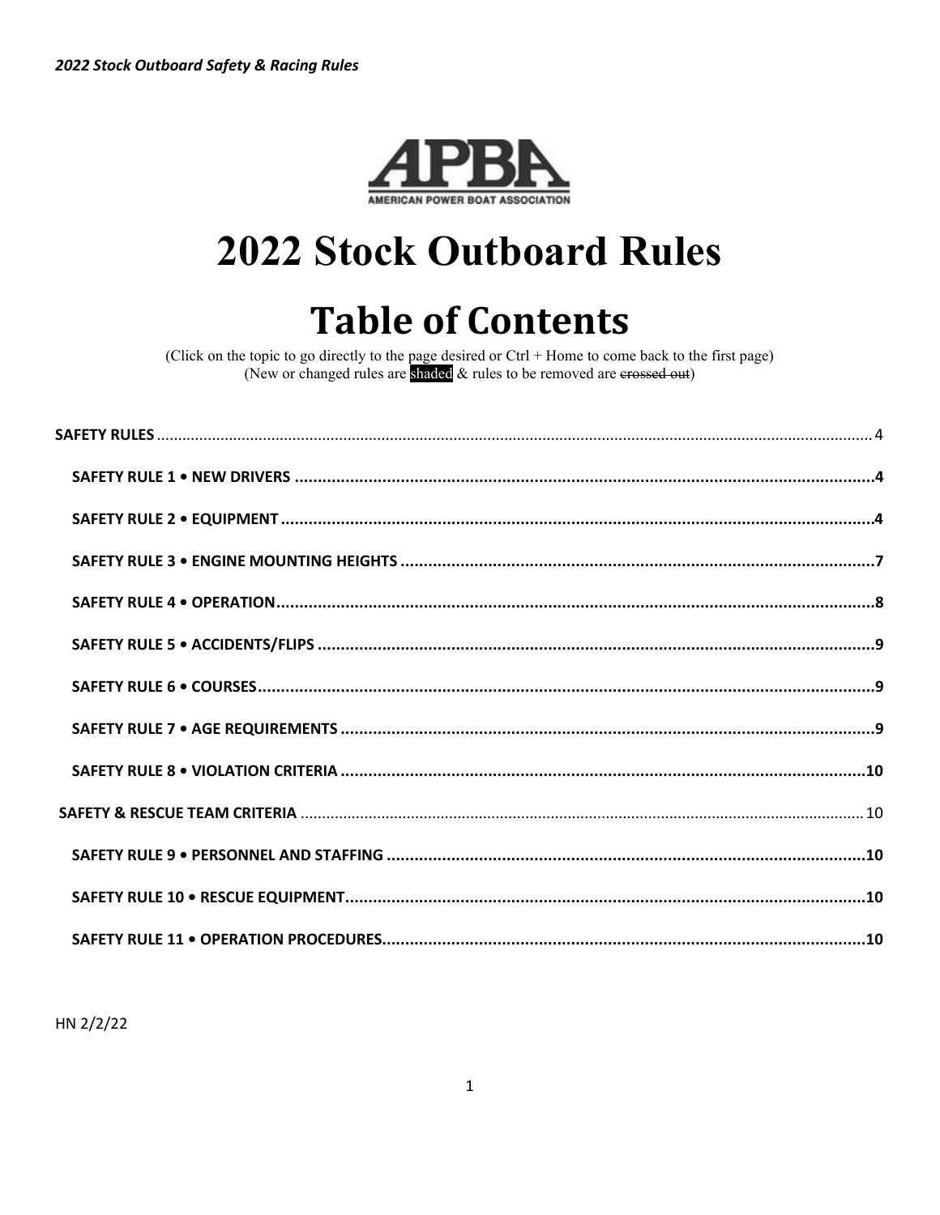# 2022 Stock Outboard Rules

# Table of Contents

(Click on the topic to go directly to the page desired or Ctrl + Home to come back to the first page)
(New or changed rules are shaded & rules to be removed are ~~crossed out~~)

**SAFETY RULES** ..... 4

**SAFETY RULE 1 • NEW DRIVERS** ..... **4**

**SAFETY RULE 2 • EQUIPMENT** ..... **4**

**SAFETY RULE 3 • ENGINE MOUNTING HEIGHTS** ..... **7**

**SAFETY RULE 4 • OPERATION** ..... **8**

**SAFETY RULE 5 • ACCIDENTS/FLIPS** ..... **9**

**SAFETY RULE 6 • COURSES** ..... **9**

**SAFETY RULE 7 • AGE REQUIREMENTS** ..... **9**

**SAFETY RULE 8 • VIOLATION CRITERIA** ..... **10**

**SAFETY & RESCUE TEAM CRITERIA** ..... 10

**SAFETY RULE 9 • PERSONNEL AND STAFFING** ..... **10**

**SAFETY RULE 10 • RESCUE EQUIPMENT** ..... **10**

**SAFETY RULE 11 • OPERATION PROCEDURES** ..... **10**

HN 2/2/22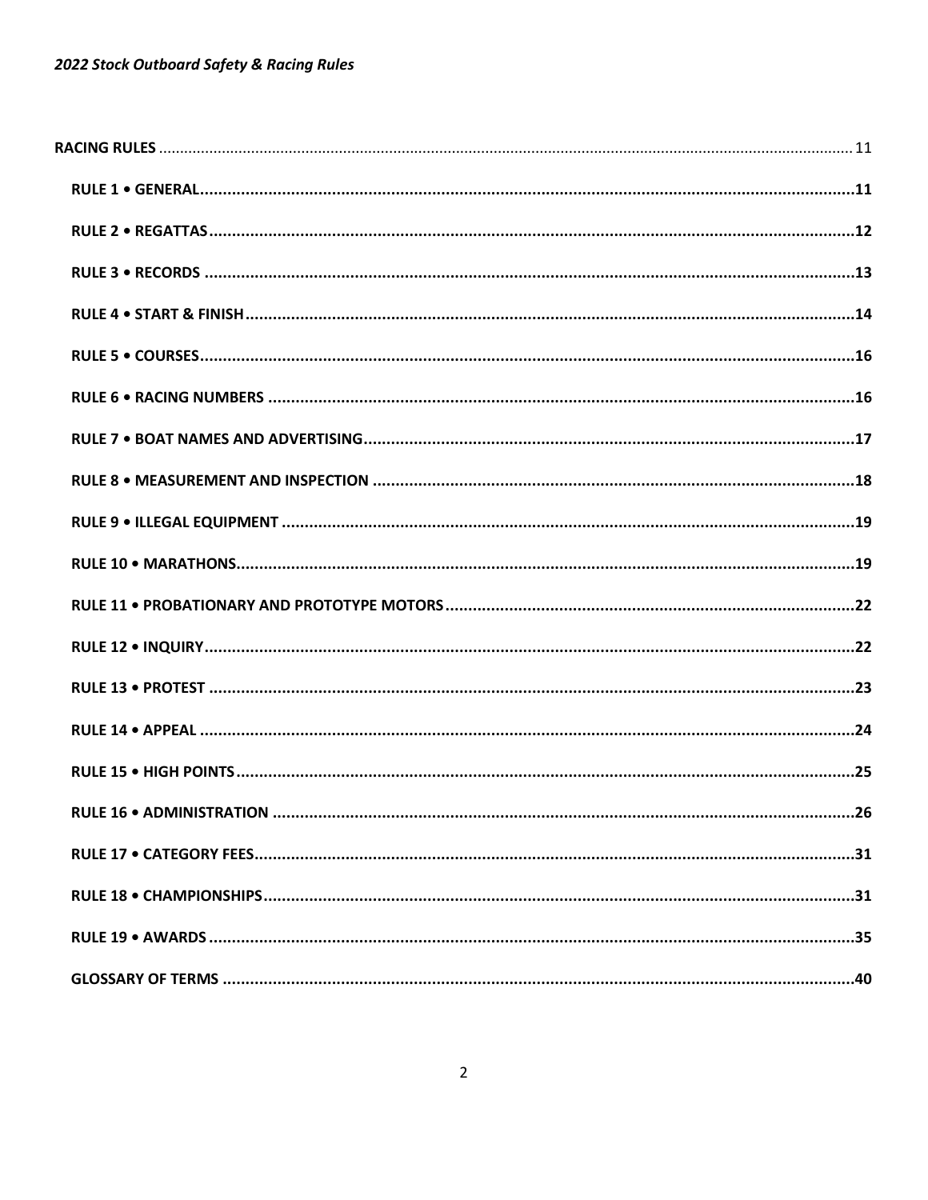RACING RULES ........ 11

**RULE 1 • GENERAL** ........ **11**

**RULE 2 • REGATTAS** ........ **12**

**RULE 3 • RECORDS** ........ **13**

**RULE 4 • START & FINISH** ........ **14**

**RULE 5 • COURSES** ........ **16**

**RULE 6 • RACING NUMBERS** ........ **16**

**RULE 7 • BOAT NAMES AND ADVERTISING** ........ **17**

**RULE 8 • MEASUREMENT AND INSPECTION** ........ **18**

**RULE 9 • ILLEGAL EQUIPMENT** ........ **19**

**RULE 10 • MARATHONS** ........ **19**

**RULE 11 • PROBATIONARY AND PROTOTYPE MOTORS** ........ **22**

**RULE 12 • INQUIRY** ........ **22**

**RULE 13 • PROTEST** ........ **23**

**RULE 14 • APPEAL** ........ **24**

**RULE 15 • HIGH POINTS** ........ **25**

**RULE 16 • ADMINISTRATION** ........ **26**

**RULE 17 • CATEGORY FEES** ........ **31**

**RULE 18 • CHAMPIONSHIPS** ........ **31**

**RULE 19 • AWARDS** ........ **35**

**GLOSSARY OF TERMS** ........ **40**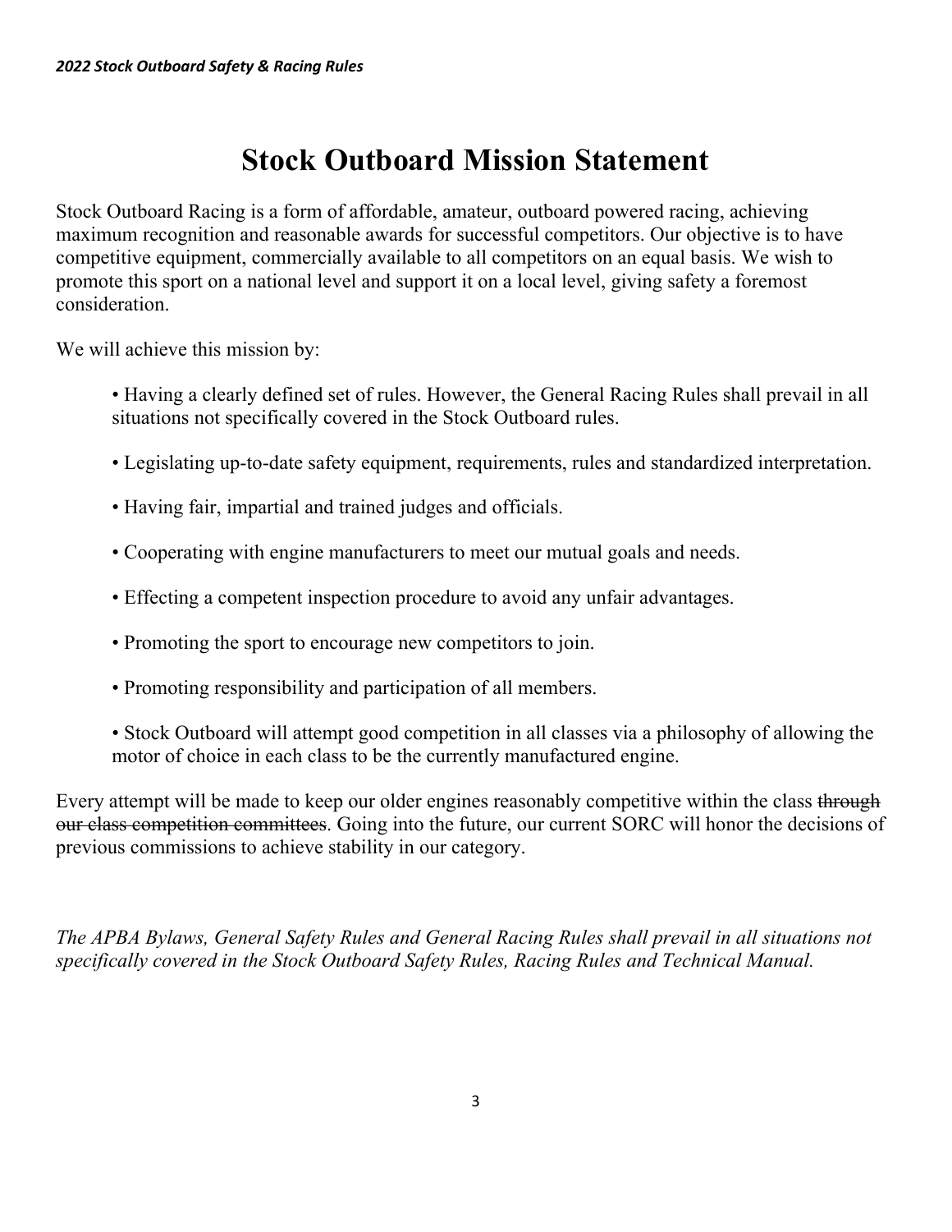# Stock Outboard Mission Statement

Stock Outboard Racing is a form of affordable, amateur, outboard powered racing, achieving maximum recognition and reasonable awards for successful competitors. Our objective is to have competitive equipment, commercially available to all competitors on an equal basis. We wish to promote this sport on a national level and support it on a local level, giving safety a foremost consideration.

We will achieve this mission by:

- Having a clearly defined set of rules. However, the General Racing Rules shall prevail in all situations not specifically covered in the Stock Outboard rules.
- Legislating up-to-date safety equipment, requirements, rules and standardized interpretation.
- Having fair, impartial and trained judges and officials.
- Cooperating with engine manufacturers to meet our mutual goals and needs.
- Effecting a competent inspection procedure to avoid any unfair advantages.
- Promoting the sport to encourage new competitors to join.
- Promoting responsibility and participation of all members.
- Stock Outboard will attempt good competition in all classes via a philosophy of allowing the motor of choice in each class to be the currently manufactured engine.

Every attempt will be made to keep our older engines reasonably competitive within the class ~~through our class competition committees~~. Going into the future, our current SORC will honor the decisions of previous commissions to achieve stability in our category.

*The APBA Bylaws, General Safety Rules and General Racing Rules shall prevail in all situations not specifically covered in the Stock Outboard Safety Rules, Racing Rules and Technical Manual.*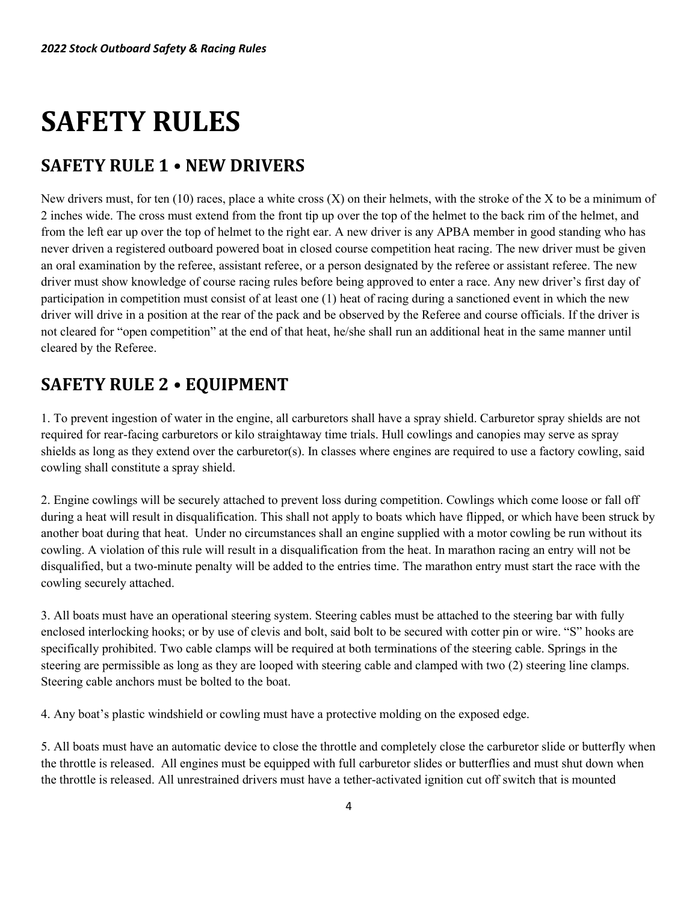# SAFETY RULES

## SAFETY RULE 1 • NEW DRIVERS

New drivers must, for ten (10) races, place a white cross (X) on their helmets, with the stroke of the X to be a minimum of 2 inches wide. The cross must extend from the front tip up over the top of the helmet to the back rim of the helmet, and from the left ear up over the top of helmet to the right ear. A new driver is any APBA member in good standing who has never driven a registered outboard powered boat in closed course competition heat racing. The new driver must be given an oral examination by the referee, assistant referee, or a person designated by the referee or assistant referee. The new driver must show knowledge of course racing rules before being approved to enter a race. Any new driver's first day of participation in competition must consist of at least one (1) heat of racing during a sanctioned event in which the new driver will drive in a position at the rear of the pack and be observed by the Referee and course officials. If the driver is not cleared for "open competition" at the end of that heat, he/she shall run an additional heat in the same manner until cleared by the Referee.

## SAFETY RULE 2 • EQUIPMENT

1. To prevent ingestion of water in the engine, all carburetors shall have a spray shield. Carburetor spray shields are not required for rear-facing carburetors or kilo straightaway time trials. Hull cowlings and canopies may serve as spray shields as long as they extend over the carburetor(s). In classes where engines are required to use a factory cowling, said cowling shall constitute a spray shield.

2. Engine cowlings will be securely attached to prevent loss during competition. Cowlings which come loose or fall off during a heat will result in disqualification. This shall not apply to boats which have flipped, or which have been struck by another boat during that heat. Under no circumstances shall an engine supplied with a motor cowling be run without its cowling. A violation of this rule will result in a disqualification from the heat. In marathon racing an entry will not be disqualified, but a two-minute penalty will be added to the entries time. The marathon entry must start the race with the cowling securely attached.

3. All boats must have an operational steering system. Steering cables must be attached to the steering bar with fully enclosed interlocking hooks; or by use of clevis and bolt, said bolt to be secured with cotter pin or wire. "S" hooks are specifically prohibited. Two cable clamps will be required at both terminations of the steering cable. Springs in the steering are permissible as long as they are looped with steering cable and clamped with two (2) steering line clamps. Steering cable anchors must be bolted to the boat.

4. Any boat's plastic windshield or cowling must have a protective molding on the exposed edge.

5. All boats must have an automatic device to close the throttle and completely close the carburetor slide or butterfly when the throttle is released. All engines must be equipped with full carburetor slides or butterflies and must shut down when the throttle is released. All unrestrained drivers must have a tether-activated ignition cut off switch that is mounted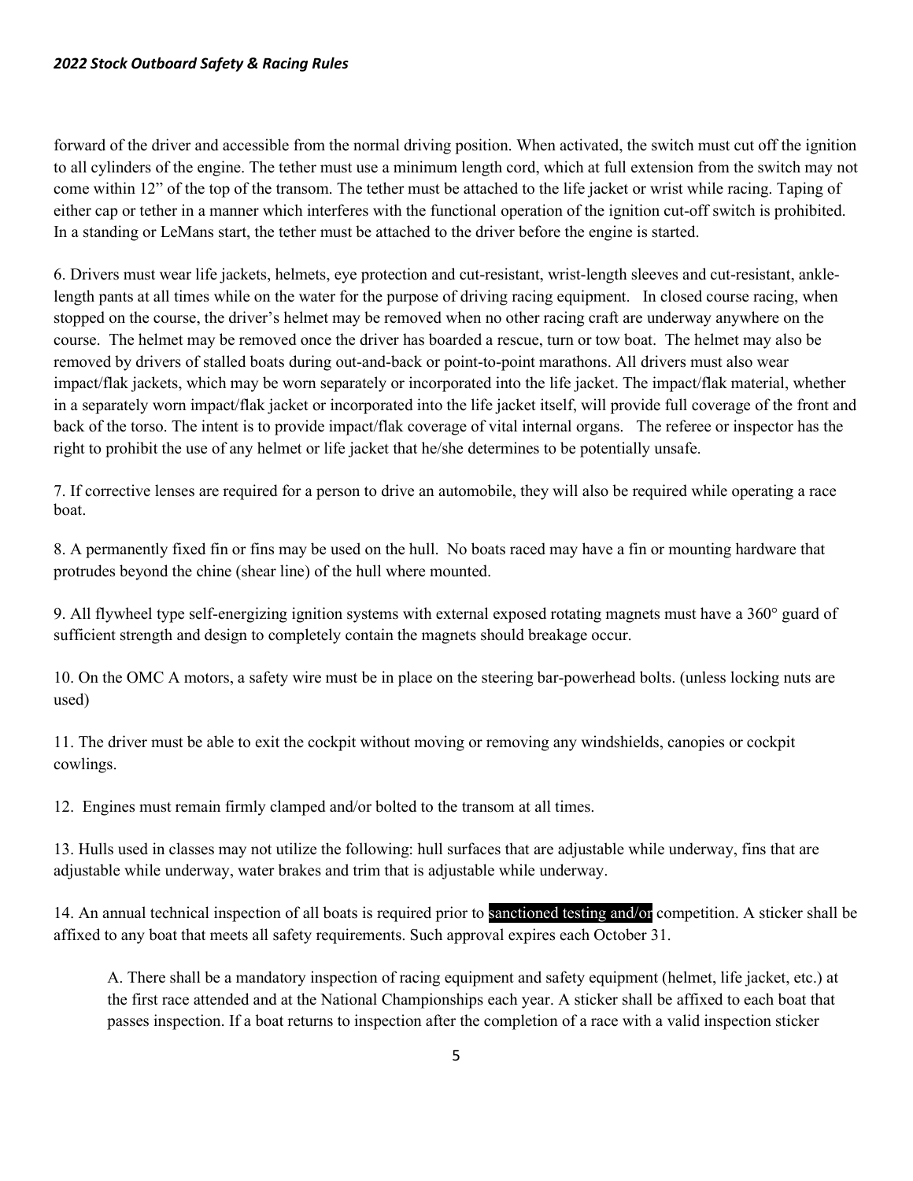forward of the driver and accessible from the normal driving position. When activated, the switch must cut off the ignition to all cylinders of the engine. The tether must use a minimum length cord, which at full extension from the switch may not come within 12" of the top of the transom. The tether must be attached to the life jacket or wrist while racing. Taping of either cap or tether in a manner which interferes with the functional operation of the ignition cut-off switch is prohibited. In a standing or LeMans start, the tether must be attached to the driver before the engine is started.

6. Drivers must wear life jackets, helmets, eye protection and cut-resistant, wrist-length sleeves and cut-resistant, ankle-length pants at all times while on the water for the purpose of driving racing equipment. In closed course racing, when stopped on the course, the driver's helmet may be removed when no other racing craft are underway anywhere on the course. The helmet may be removed once the driver has boarded a rescue, turn or tow boat. The helmet may also be removed by drivers of stalled boats during out-and-back or point-to-point marathons. All drivers must also wear impact/flak jackets, which may be worn separately or incorporated into the life jacket. The impact/flak material, whether in a separately worn impact/flak jacket or incorporated into the life jacket itself, will provide full coverage of the front and back of the torso. The intent is to provide impact/flak coverage of vital internal organs. The referee or inspector has the right to prohibit the use of any helmet or life jacket that he/she determines to be potentially unsafe.

7. If corrective lenses are required for a person to drive an automobile, they will also be required while operating a race boat.

8. A permanently fixed fin or fins may be used on the hull. No boats raced may have a fin or mounting hardware that protrudes beyond the chine (shear line) of the hull where mounted.

9. All flywheel type self-energizing ignition systems with external exposed rotating magnets must have a 360° guard of sufficient strength and design to completely contain the magnets should breakage occur.

10. On the OMC A motors, a safety wire must be in place on the steering bar-powerhead bolts. (unless locking nuts are used)

11. The driver must be able to exit the cockpit without moving or removing any windshields, canopies or cockpit cowlings.

12. Engines must remain firmly clamped and/or bolted to the transom at all times.

13. Hulls used in classes may not utilize the following: hull surfaces that are adjustable while underway, fins that are adjustable while underway, water brakes and trim that is adjustable while underway.

14. An annual technical inspection of all boats is required prior to sanctioned testing and/or competition. A sticker shall be affixed to any boat that meets all safety requirements. Such approval expires each October 31.

A. There shall be a mandatory inspection of racing equipment and safety equipment (helmet, life jacket, etc.) at the first race attended and at the National Championships each year. A sticker shall be affixed to each boat that passes inspection. If a boat returns to inspection after the completion of a race with a valid inspection sticker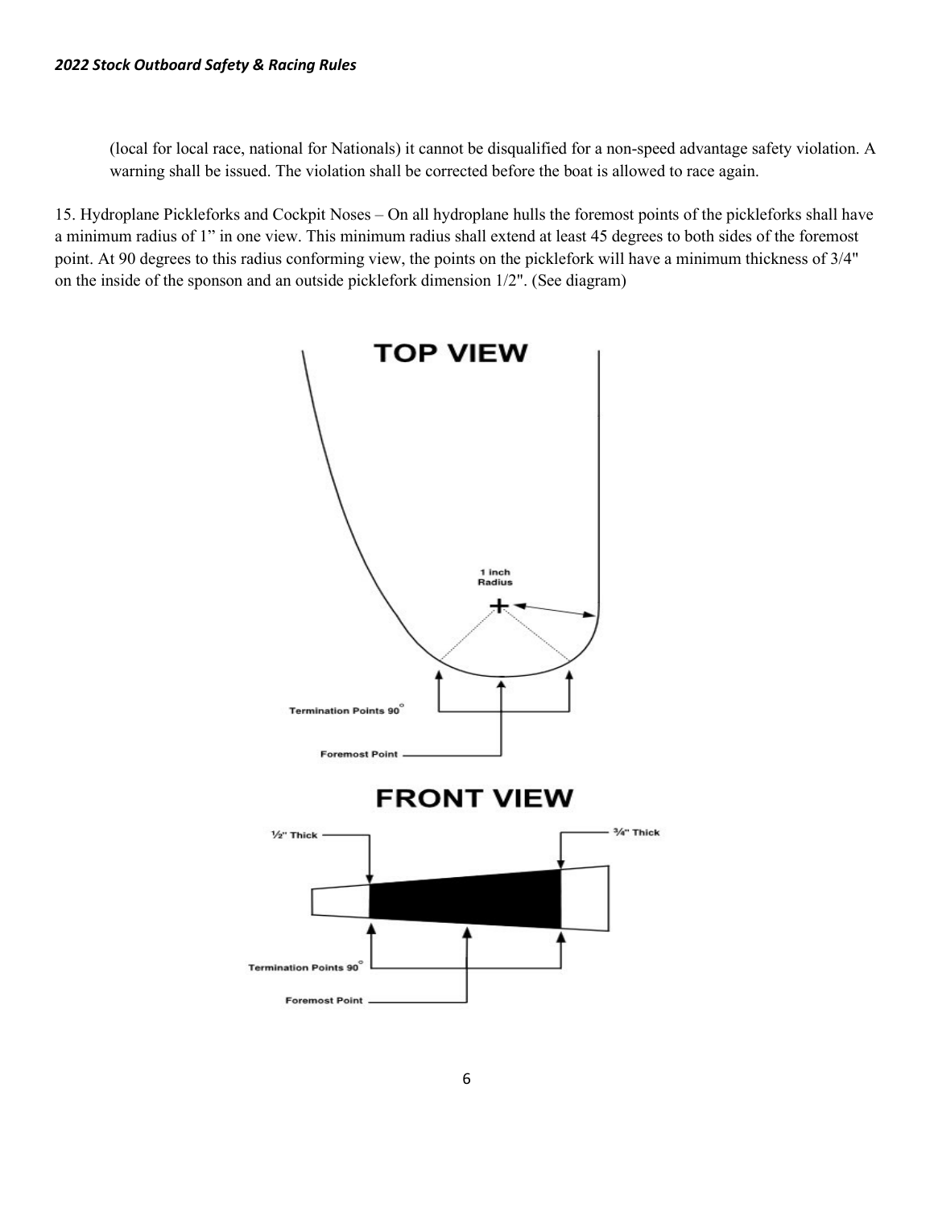(local for local race, national for Nationals) it cannot be disqualified for a non-speed advantage safety violation. A warning shall be issued. The violation shall be corrected before the boat is allowed to race again.

15. Hydroplane Pickleforks and Cockpit Noses – On all hydroplane hulls the foremost points of the pickleforks shall have a minimum radius of 1" in one view. This minimum radius shall extend at least 45 degrees to both sides of the foremost point. At 90 degrees to this radius conforming view, the points on the picklefork will have a minimum thickness of 3/4" on the inside of the sponson and an outside picklefork dimension 1/2". (See diagram)

TOP VIEW

1 inch Radius

Termination Points 90°

Foremost Point

FRONT VIEW

½" Thick

¾" Thick

Termination Points 90°

Foremost Point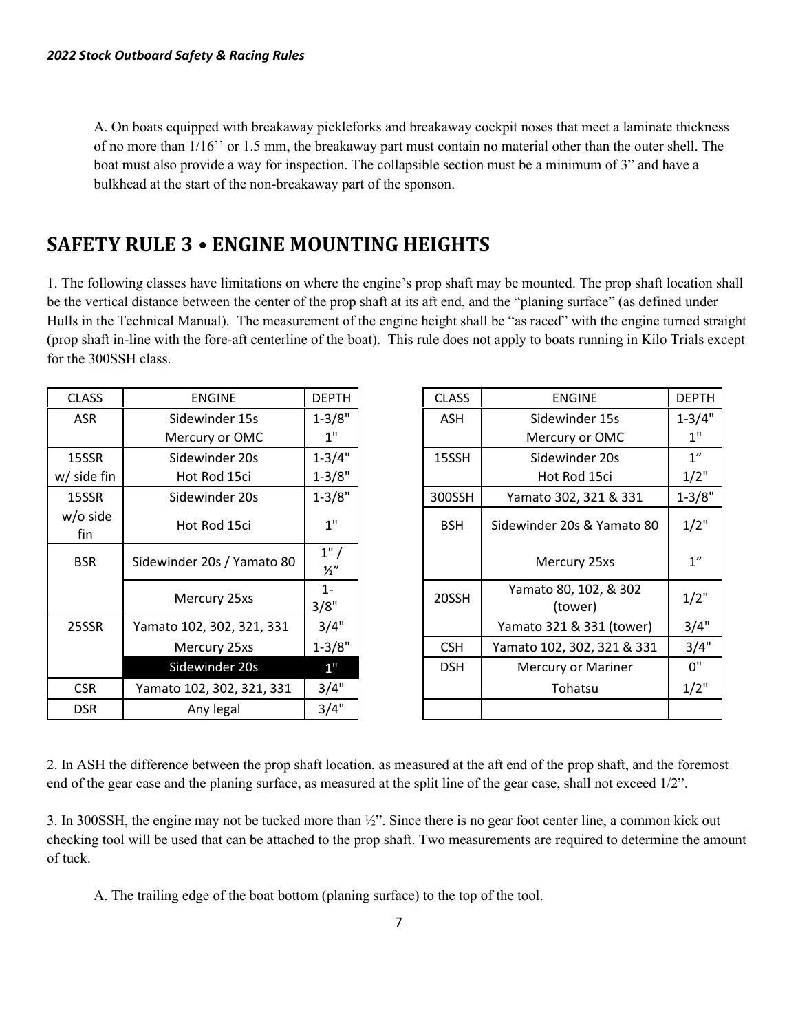A. On boats equipped with breakaway pickleforks and breakaway cockpit noses that meet a laminate thickness of no more than 1/16'' or 1.5 mm, the breakaway part must contain no material other than the outer shell. The boat must also provide a way for inspection. The collapsible section must be a minimum of 3" and have a bulkhead at the start of the non-breakaway part of the sponson.

## SAFETY RULE 3 • ENGINE MOUNTING HEIGHTS

1. The following classes have limitations on where the engine's prop shaft may be mounted. The prop shaft location shall be the vertical distance between the center of the prop shaft at its aft end, and the "planing surface" (as defined under Hulls in the Technical Manual). The measurement of the engine height shall be "as raced" with the engine turned straight (prop shaft in-line with the fore-aft centerline of the boat). This rule does not apply to boats running in Kilo Trials except for the 300SSH class.

| CLASS | ENGINE | DEPTH |
|---|---|---|
| ASR | Sidewinder 15s | 1-3/8" |
| | Mercury or OMC | 1" |
| 15SSR w/ side fin | Sidewinder 20s | 1-3/4" |
| | Hot Rod 15ci | 1-3/8" |
| 15SSR w/o side fin | Sidewinder 20s | 1-3/8" |
| | Hot Rod 15ci | 1" |
| BSR | Sidewinder 20s / Yamato 80 | 1" / ½" |
| | Mercury 25xs | 1-3/8" |
| 25SSR | Yamato 102, 302, 321, 331 | 3/4" |
| | Mercury 25xs | 1-3/8" |
| | Sidewinder 20s | 1" |
| CSR | Yamato 102, 302, 321, 331 | 3/4" |
| DSR | Any legal | 3/4" |

| CLASS | ENGINE | DEPTH |
|---|---|---|
| ASH | Sidewinder 15s | 1-3/4" |
| | Mercury or OMC | 1" |
| 15SSH | Sidewinder 20s | 1" |
| | Hot Rod 15ci | 1/2" |
| 300SSH | Yamato 302, 321 & 331 | 1-3/8" |
| BSH | Sidewinder 20s & Yamato 80 | 1/2" |
| | Mercury 25xs | 1" |
| 20SSH | Yamato 80, 102, & 302 (tower) | 1/2" |
| | Yamato 321 & 331 (tower) | 3/4" |
| CSH | Yamato 102, 302, 321 & 331 | 3/4" |
| DSH | Mercury or Mariner | 0" |
| | Tohatsu | 1/2" |
| | | |

2. In ASH the difference between the prop shaft location, as measured at the aft end of the prop shaft, and the foremost end of the gear case and the planing surface, as measured at the split line of the gear case, shall not exceed 1/2".

3. In 300SSH, the engine may not be tucked more than ½". Since there is no gear foot center line, a common kick out checking tool will be used that can be attached to the prop shaft. Two measurements are required to determine the amount of tuck.

A. The trailing edge of the boat bottom (planing surface) to the top of the tool.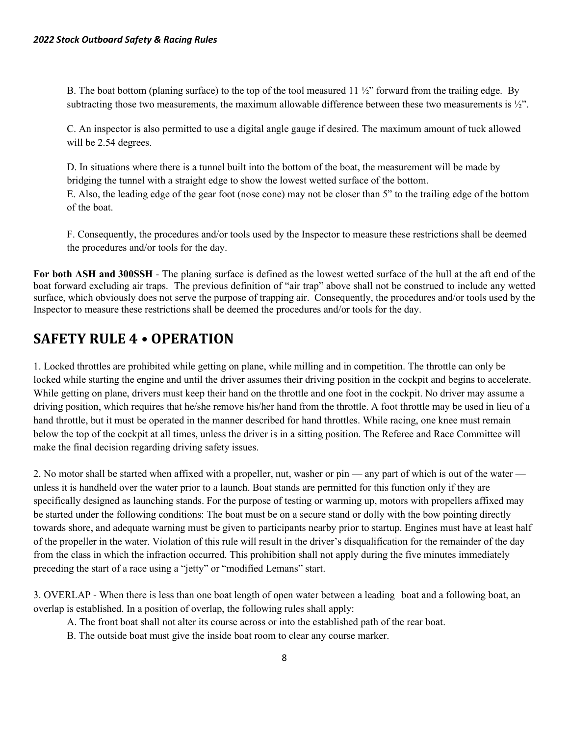B. The boat bottom (planing surface) to the top of the tool measured 11 ½" forward from the trailing edge. By subtracting those two measurements, the maximum allowable difference between these two measurements is ½".

C. An inspector is also permitted to use a digital angle gauge if desired. The maximum amount of tuck allowed will be 2.54 degrees.

D. In situations where there is a tunnel built into the bottom of the boat, the measurement will be made by bridging the tunnel with a straight edge to show the lowest wetted surface of the bottom.

E. Also, the leading edge of the gear foot (nose cone) may not be closer than 5" to the trailing edge of the bottom of the boat.

F. Consequently, the procedures and/or tools used by the Inspector to measure these restrictions shall be deemed the procedures and/or tools for the day.

**For both ASH and 300SSH** - The planing surface is defined as the lowest wetted surface of the hull at the aft end of the boat forward excluding air traps. The previous definition of "air trap" above shall not be construed to include any wetted surface, which obviously does not serve the purpose of trapping air. Consequently, the procedures and/or tools used by the Inspector to measure these restrictions shall be deemed the procedures and/or tools for the day.

## SAFETY RULE 4 • OPERATION

1. Locked throttles are prohibited while getting on plane, while milling and in competition. The throttle can only be locked while starting the engine and until the driver assumes their driving position in the cockpit and begins to accelerate. While getting on plane, drivers must keep their hand on the throttle and one foot in the cockpit. No driver may assume a driving position, which requires that he/she remove his/her hand from the throttle. A foot throttle may be used in lieu of a hand throttle, but it must be operated in the manner described for hand throttles. While racing, one knee must remain below the top of the cockpit at all times, unless the driver is in a sitting position. The Referee and Race Committee will make the final decision regarding driving safety issues.

2. No motor shall be started when affixed with a propeller, nut, washer or pin — any part of which is out of the water — unless it is handheld over the water prior to a launch. Boat stands are permitted for this function only if they are specifically designed as launching stands. For the purpose of testing or warming up, motors with propellers affixed may be started under the following conditions: The boat must be on a secure stand or dolly with the bow pointing directly towards shore, and adequate warning must be given to participants nearby prior to startup. Engines must have at least half of the propeller in the water. Violation of this rule will result in the driver's disqualification for the remainder of the day from the class in which the infraction occurred. This prohibition shall not apply during the five minutes immediately preceding the start of a race using a "jetty" or "modified Lemans" start.

3. OVERLAP - When there is less than one boat length of open water between a leading boat and a following boat, an overlap is established. In a position of overlap, the following rules shall apply:

A. The front boat shall not alter its course across or into the established path of the rear boat.

B. The outside boat must give the inside boat room to clear any course marker.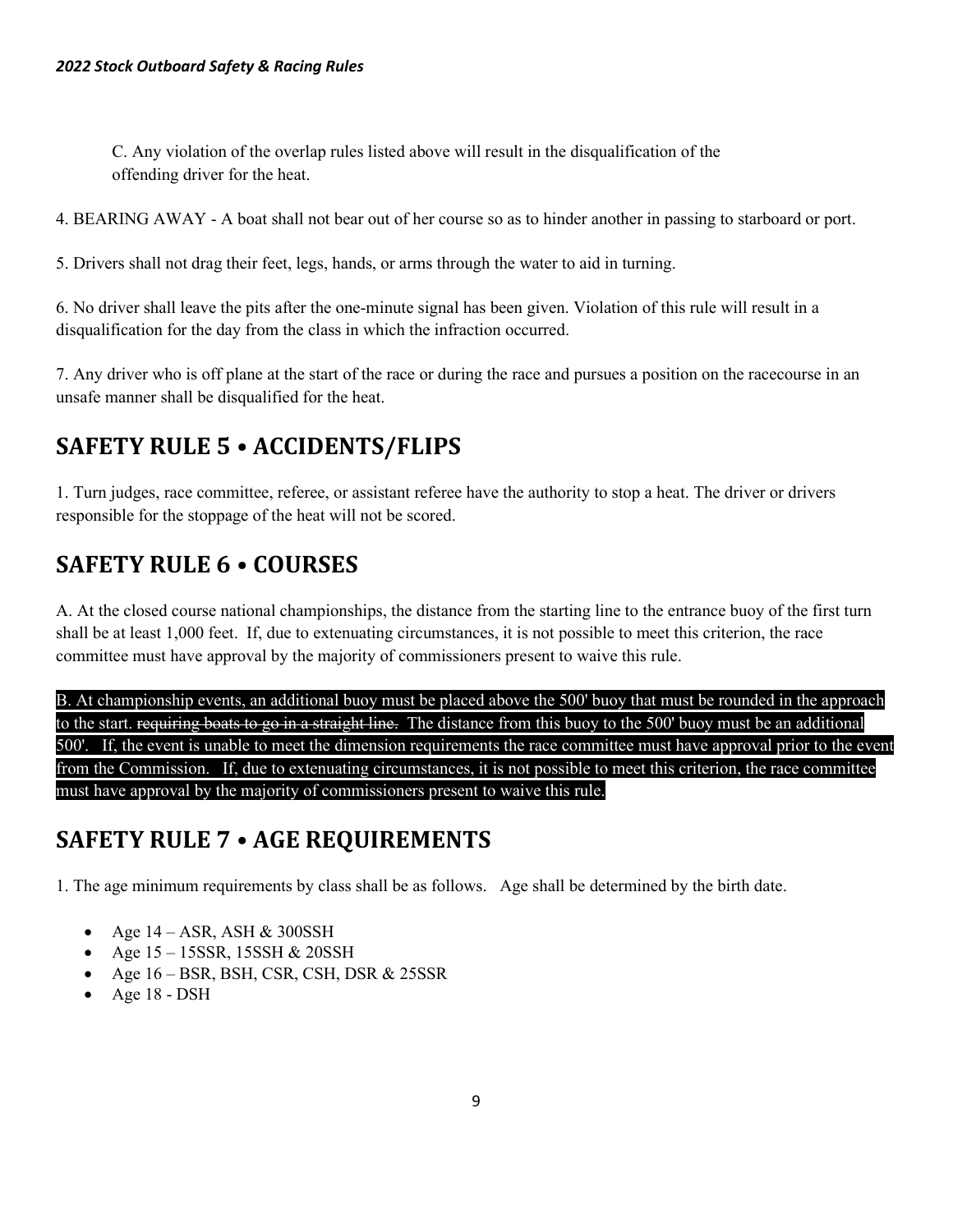C. Any violation of the overlap rules listed above will result in the disqualification of the offending driver for the heat.

4. BEARING AWAY - A boat shall not bear out of her course so as to hinder another in passing to starboard or port.

5. Drivers shall not drag their feet, legs, hands, or arms through the water to aid in turning.

6. No driver shall leave the pits after the one-minute signal has been given. Violation of this rule will result in a disqualification for the day from the class in which the infraction occurred.

7. Any driver who is off plane at the start of the race or during the race and pursues a position on the racecourse in an unsafe manner shall be disqualified for the heat.

## SAFETY RULE 5 • ACCIDENTS/FLIPS

1. Turn judges, race committee, referee, or assistant referee have the authority to stop a heat. The driver or drivers responsible for the stoppage of the heat will not be scored.

## SAFETY RULE 6 • COURSES

A. At the closed course national championships, the distance from the starting line to the entrance buoy of the first turn shall be at least 1,000 feet. If, due to extenuating circumstances, it is not possible to meet this criterion, the race committee must have approval by the majority of commissioners present to waive this rule.

B. At championship events, an additional buoy must be placed above the 500' buoy that must be rounded in the approach to the start. ~~requiring boats to go in a straight line.~~ The distance from this buoy to the 500' buoy must be an additional 500'. If, the event is unable to meet the dimension requirements the race committee must have approval prior to the event from the Commission. If, due to extenuating circumstances, it is not possible to meet this criterion, the race committee must have approval by the majority of commissioners present to waive this rule.

## SAFETY RULE 7 • AGE REQUIREMENTS

1. The age minimum requirements by class shall be as follows. Age shall be determined by the birth date.

- Age 14 – ASR, ASH & 300SSH
- Age 15 – 15SSR, 15SSH & 20SSH
- Age 16 – BSR, BSH, CSR, CSH, DSR & 25SSR
- Age 18 - DSH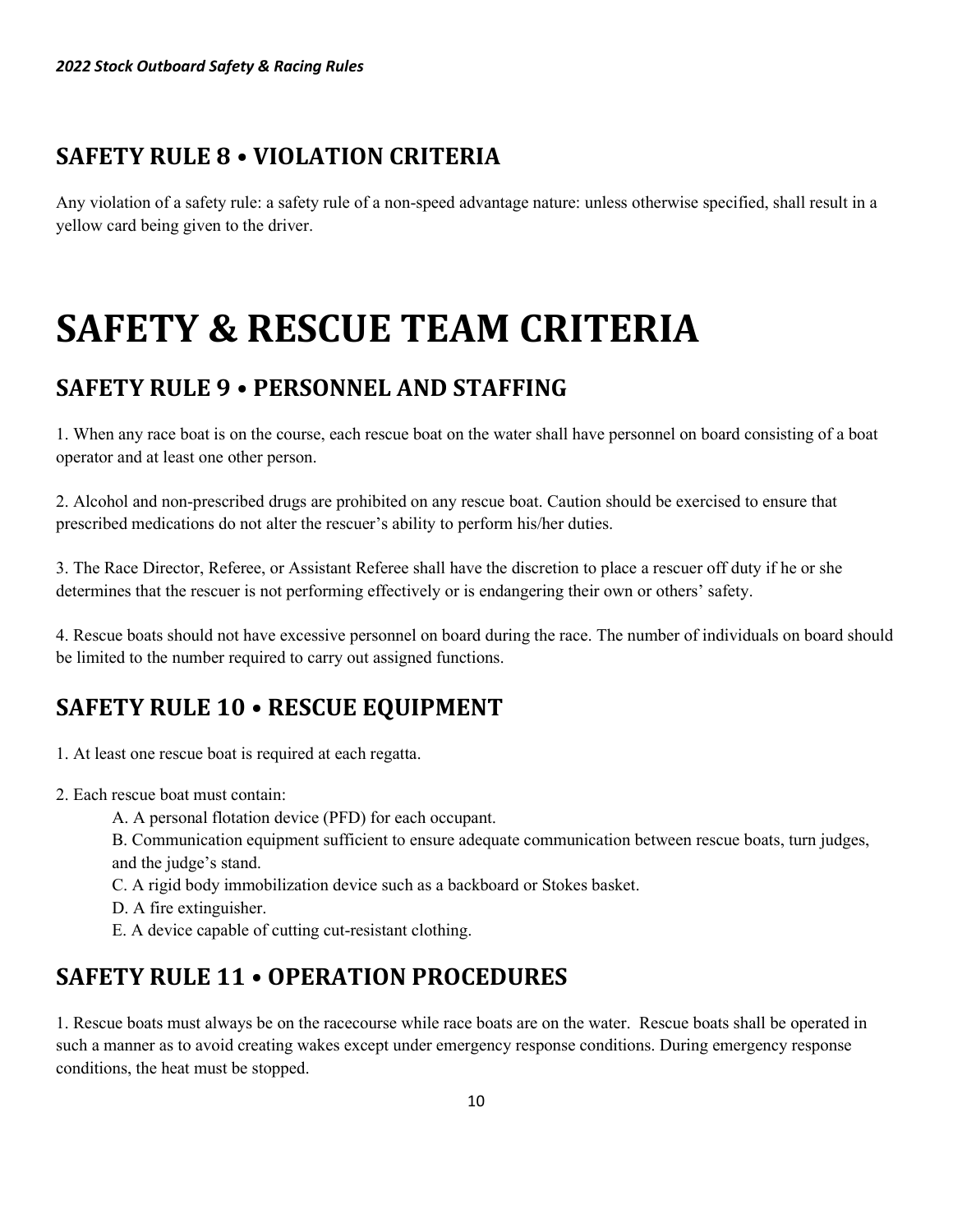## SAFETY RULE 8 • VIOLATION CRITERIA

Any violation of a safety rule: a safety rule of a non-speed advantage nature: unless otherwise specified, shall result in a yellow card being given to the driver.

# SAFETY & RESCUE TEAM CRITERIA

## SAFETY RULE 9 • PERSONNEL AND STAFFING

1. When any race boat is on the course, each rescue boat on the water shall have personnel on board consisting of a boat operator and at least one other person.

2. Alcohol and non-prescribed drugs are prohibited on any rescue boat. Caution should be exercised to ensure that prescribed medications do not alter the rescuer's ability to perform his/her duties.

3. The Race Director, Referee, or Assistant Referee shall have the discretion to place a rescuer off duty if he or she determines that the rescuer is not performing effectively or is endangering their own or others' safety.

4. Rescue boats should not have excessive personnel on board during the race. The number of individuals on board should be limited to the number required to carry out assigned functions.

## SAFETY RULE 10 • RESCUE EQUIPMENT

1. At least one rescue boat is required at each regatta.

2. Each rescue boat must contain:

   A. A personal flotation device (PFD) for each occupant.

   B. Communication equipment sufficient to ensure adequate communication between rescue boats, turn judges, and the judge's stand.

   C. A rigid body immobilization device such as a backboard or Stokes basket.

   D. A fire extinguisher.

   E. A device capable of cutting cut-resistant clothing.

## SAFETY RULE 11 • OPERATION PROCEDURES

1. Rescue boats must always be on the racecourse while race boats are on the water. Rescue boats shall be operated in such a manner as to avoid creating wakes except under emergency response conditions. During emergency response conditions, the heat must be stopped.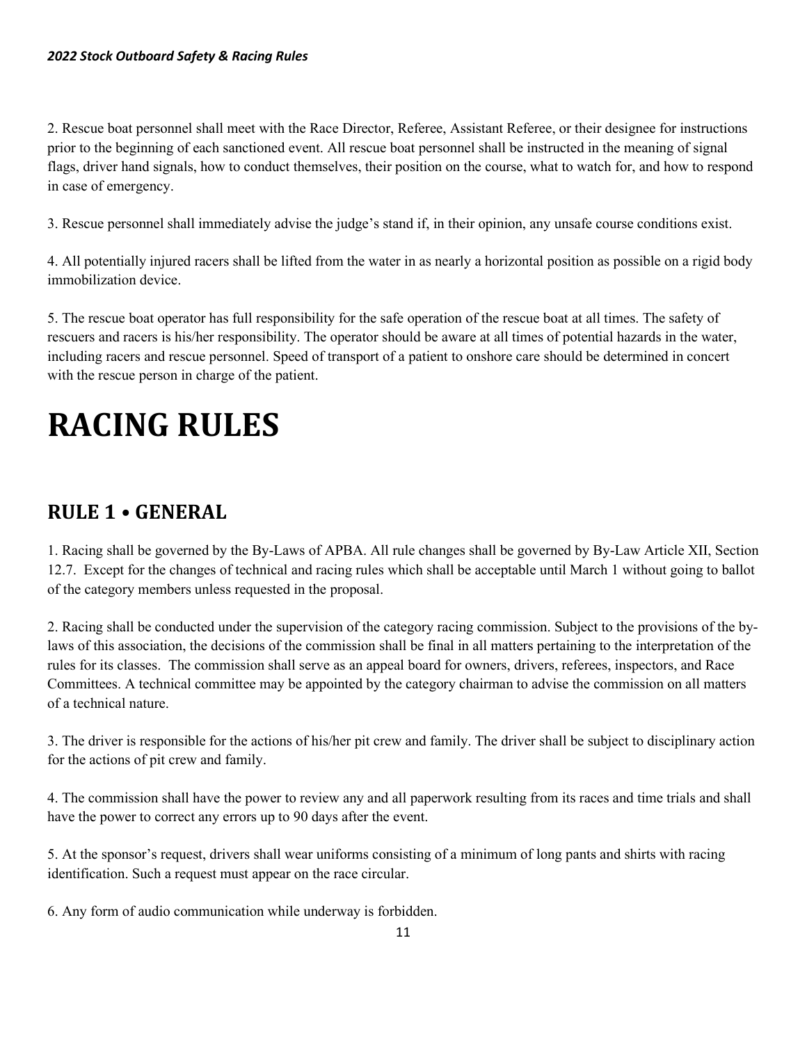2. Rescue boat personnel shall meet with the Race Director, Referee, Assistant Referee, or their designee for instructions prior to the beginning of each sanctioned event. All rescue boat personnel shall be instructed in the meaning of signal flags, driver hand signals, how to conduct themselves, their position on the course, what to watch for, and how to respond in case of emergency.

3. Rescue personnel shall immediately advise the judge's stand if, in their opinion, any unsafe course conditions exist.

4. All potentially injured racers shall be lifted from the water in as nearly a horizontal position as possible on a rigid body immobilization device.

5. The rescue boat operator has full responsibility for the safe operation of the rescue boat at all times. The safety of rescuers and racers is his/her responsibility. The operator should be aware at all times of potential hazards in the water, including racers and rescue personnel. Speed of transport of a patient to onshore care should be determined in concert with the rescue person in charge of the patient.

# RACING RULES

## RULE 1 • GENERAL

1. Racing shall be governed by the By-Laws of APBA. All rule changes shall be governed by By-Law Article XII, Section 12.7. Except for the changes of technical and racing rules which shall be acceptable until March 1 without going to ballot of the category members unless requested in the proposal.

2. Racing shall be conducted under the supervision of the category racing commission. Subject to the provisions of the by-laws of this association, the decisions of the commission shall be final in all matters pertaining to the interpretation of the rules for its classes. The commission shall serve as an appeal board for owners, drivers, referees, inspectors, and Race Committees. A technical committee may be appointed by the category chairman to advise the commission on all matters of a technical nature.

3. The driver is responsible for the actions of his/her pit crew and family. The driver shall be subject to disciplinary action for the actions of pit crew and family.

4. The commission shall have the power to review any and all paperwork resulting from its races and time trials and shall have the power to correct any errors up to 90 days after the event.

5. At the sponsor's request, drivers shall wear uniforms consisting of a minimum of long pants and shirts with racing identification. Such a request must appear on the race circular.

6. Any form of audio communication while underway is forbidden.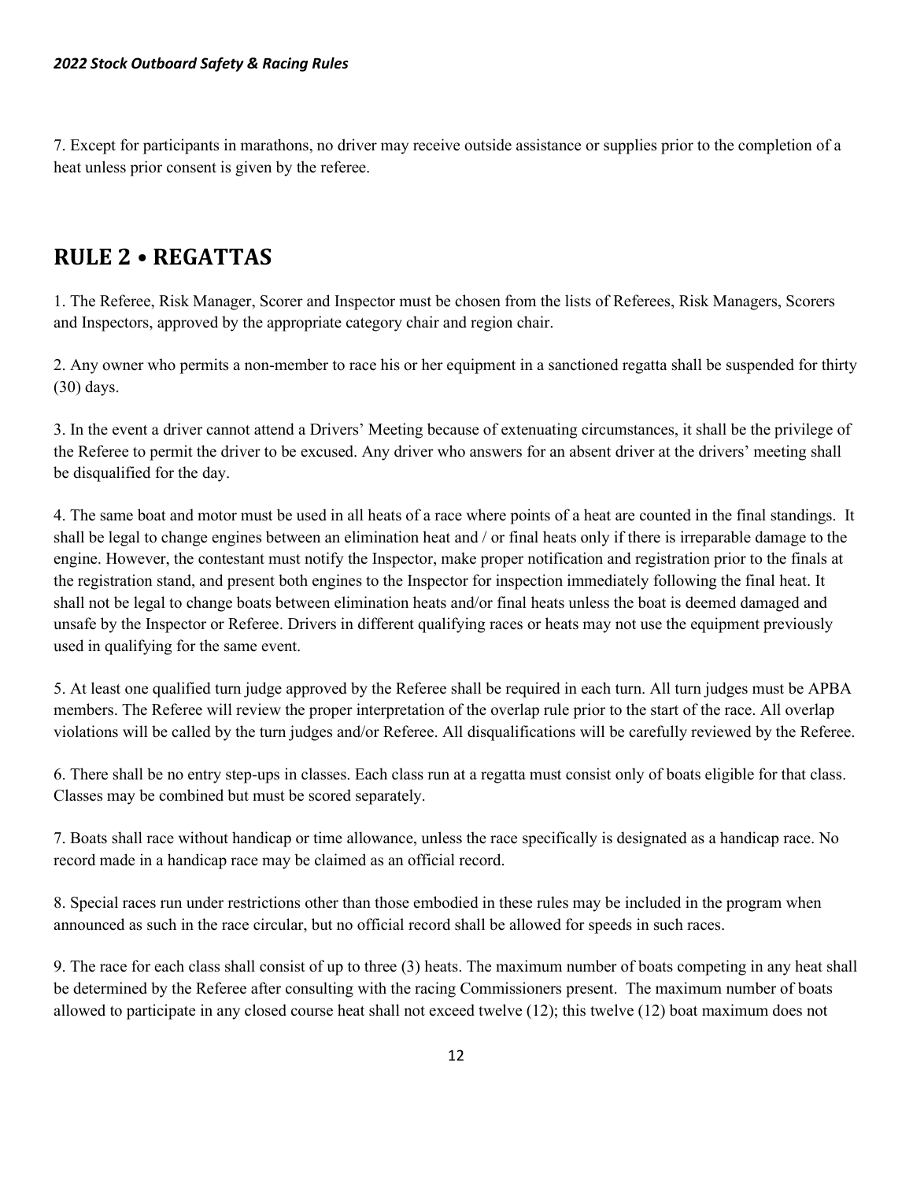7. Except for participants in marathons, no driver may receive outside assistance or supplies prior to the completion of a heat unless prior consent is given by the referee.

## RULE 2 • REGATTAS

1. The Referee, Risk Manager, Scorer and Inspector must be chosen from the lists of Referees, Risk Managers, Scorers and Inspectors, approved by the appropriate category chair and region chair.

2. Any owner who permits a non-member to race his or her equipment in a sanctioned regatta shall be suspended for thirty (30) days.

3. In the event a driver cannot attend a Drivers' Meeting because of extenuating circumstances, it shall be the privilege of the Referee to permit the driver to be excused. Any driver who answers for an absent driver at the drivers' meeting shall be disqualified for the day.

4. The same boat and motor must be used in all heats of a race where points of a heat are counted in the final standings. It shall be legal to change engines between an elimination heat and / or final heats only if there is irreparable damage to the engine. However, the contestant must notify the Inspector, make proper notification and registration prior to the finals at the registration stand, and present both engines to the Inspector for inspection immediately following the final heat. It shall not be legal to change boats between elimination heats and/or final heats unless the boat is deemed damaged and unsafe by the Inspector or Referee. Drivers in different qualifying races or heats may not use the equipment previously used in qualifying for the same event.

5. At least one qualified turn judge approved by the Referee shall be required in each turn. All turn judges must be APBA members. The Referee will review the proper interpretation of the overlap rule prior to the start of the race. All overlap violations will be called by the turn judges and/or Referee. All disqualifications will be carefully reviewed by the Referee.

6. There shall be no entry step-ups in classes. Each class run at a regatta must consist only of boats eligible for that class. Classes may be combined but must be scored separately.

7. Boats shall race without handicap or time allowance, unless the race specifically is designated as a handicap race. No record made in a handicap race may be claimed as an official record.

8. Special races run under restrictions other than those embodied in these rules may be included in the program when announced as such in the race circular, but no official record shall be allowed for speeds in such races.

9. The race for each class shall consist of up to three (3) heats. The maximum number of boats competing in any heat shall be determined by the Referee after consulting with the racing Commissioners present. The maximum number of boats allowed to participate in any closed course heat shall not exceed twelve (12); this twelve (12) boat maximum does not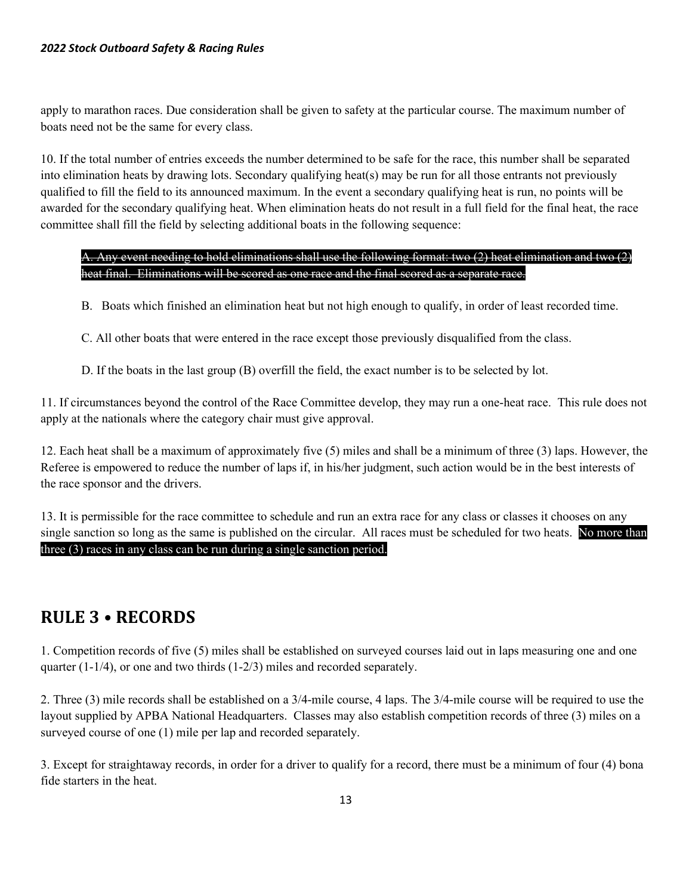apply to marathon races. Due consideration shall be given to safety at the particular course. The maximum number of boats need not be the same for every class.

10. If the total number of entries exceeds the number determined to be safe for the race, this number shall be separated into elimination heats by drawing lots. Secondary qualifying heat(s) may be run for all those entrants not previously qualified to fill the field to its announced maximum. In the event a secondary qualifying heat is run, no points will be awarded for the secondary qualifying heat. When elimination heats do not result in a full field for the final heat, the race committee shall fill the field by selecting additional boats in the following sequence:

> ~~A. Any event needing to hold eliminations shall use the following format: two (2) heat elimination and two (2) heat final. Eliminations will be scored as one race and the final scored as a separate race.~~
>
> B. Boats which finished an elimination heat but not high enough to qualify, in order of least recorded time.
>
> C. All other boats that were entered in the race except those previously disqualified from the class.
>
> D. If the boats in the last group (B) overfill the field, the exact number is to be selected by lot.

11. If circumstances beyond the control of the Race Committee develop, they may run a one-heat race. This rule does not apply at the nationals where the category chair must give approval.

12. Each heat shall be a maximum of approximately five (5) miles and shall be a minimum of three (3) laps. However, the Referee is empowered to reduce the number of laps if, in his/her judgment, such action would be in the best interests of the race sponsor and the drivers.

13. It is permissible for the race committee to schedule and run an extra race for any class or classes it chooses on any single sanction so long as the same is published on the circular. All races must be scheduled for two heats. No more than three (3) races in any class can be run during a single sanction period.

## RULE 3 • RECORDS

1. Competition records of five (5) miles shall be established on surveyed courses laid out in laps measuring one and one quarter (1-1/4), or one and two thirds (1-2/3) miles and recorded separately.

2. Three (3) mile records shall be established on a 3/4-mile course, 4 laps. The 3/4-mile course will be required to use the layout supplied by APBA National Headquarters. Classes may also establish competition records of three (3) miles on a surveyed course of one (1) mile per lap and recorded separately.

3. Except for straightaway records, in order for a driver to qualify for a record, there must be a minimum of four (4) bona fide starters in the heat.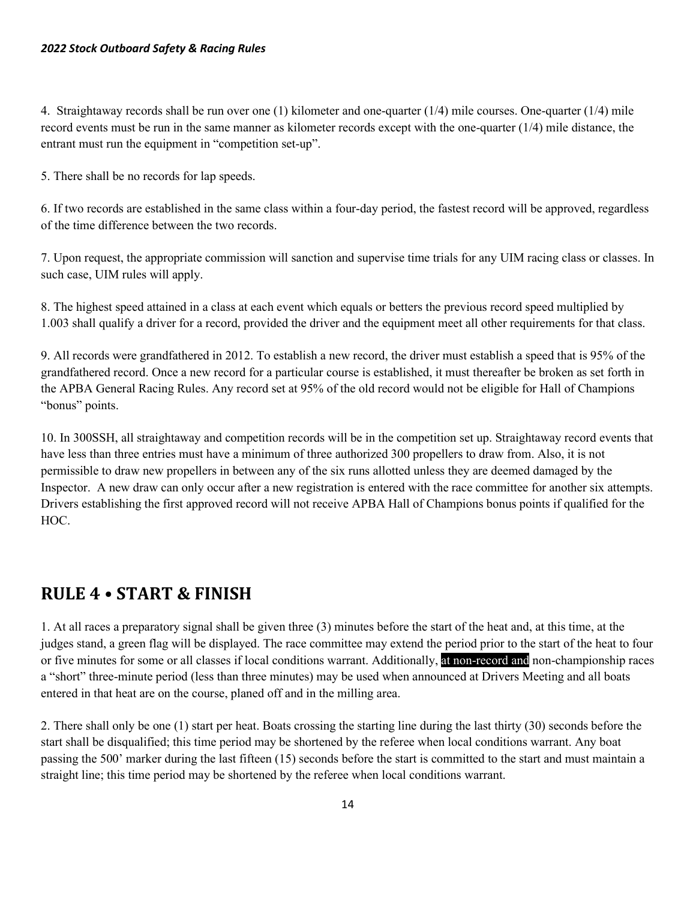4. Straightaway records shall be run over one (1) kilometer and one-quarter (1/4) mile courses. One-quarter (1/4) mile record events must be run in the same manner as kilometer records except with the one-quarter (1/4) mile distance, the entrant must run the equipment in "competition set-up".

5. There shall be no records for lap speeds.

6. If two records are established in the same class within a four-day period, the fastest record will be approved, regardless of the time difference between the two records.

7. Upon request, the appropriate commission will sanction and supervise time trials for any UIM racing class or classes. In such case, UIM rules will apply.

8. The highest speed attained in a class at each event which equals or betters the previous record speed multiplied by 1.003 shall qualify a driver for a record, provided the driver and the equipment meet all other requirements for that class.

9. All records were grandfathered in 2012. To establish a new record, the driver must establish a speed that is 95% of the grandfathered record. Once a new record for a particular course is established, it must thereafter be broken as set forth in the APBA General Racing Rules. Any record set at 95% of the old record would not be eligible for Hall of Champions "bonus" points.

10. In 300SSH, all straightaway and competition records will be in the competition set up. Straightaway record events that have less than three entries must have a minimum of three authorized 300 propellers to draw from. Also, it is not permissible to draw new propellers in between any of the six runs allotted unless they are deemed damaged by the Inspector. A new draw can only occur after a new registration is entered with the race committee for another six attempts. Drivers establishing the first approved record will not receive APBA Hall of Champions bonus points if qualified for the HOC.

## RULE 4 • START & FINISH

1. At all races a preparatory signal shall be given three (3) minutes before the start of the heat and, at this time, at the judges stand, a green flag will be displayed. The race committee may extend the period prior to the start of the heat to four or five minutes for some or all classes if local conditions warrant. Additionally, at non-record and non-championship races a "short" three-minute period (less than three minutes) may be used when announced at Drivers Meeting and all boats entered in that heat are on the course, planed off and in the milling area.

2. There shall only be one (1) start per heat. Boats crossing the starting line during the last thirty (30) seconds before the start shall be disqualified; this time period may be shortened by the referee when local conditions warrant. Any boat passing the 500' marker during the last fifteen (15) seconds before the start is committed to the start and must maintain a straight line; this time period may be shortened by the referee when local conditions warrant.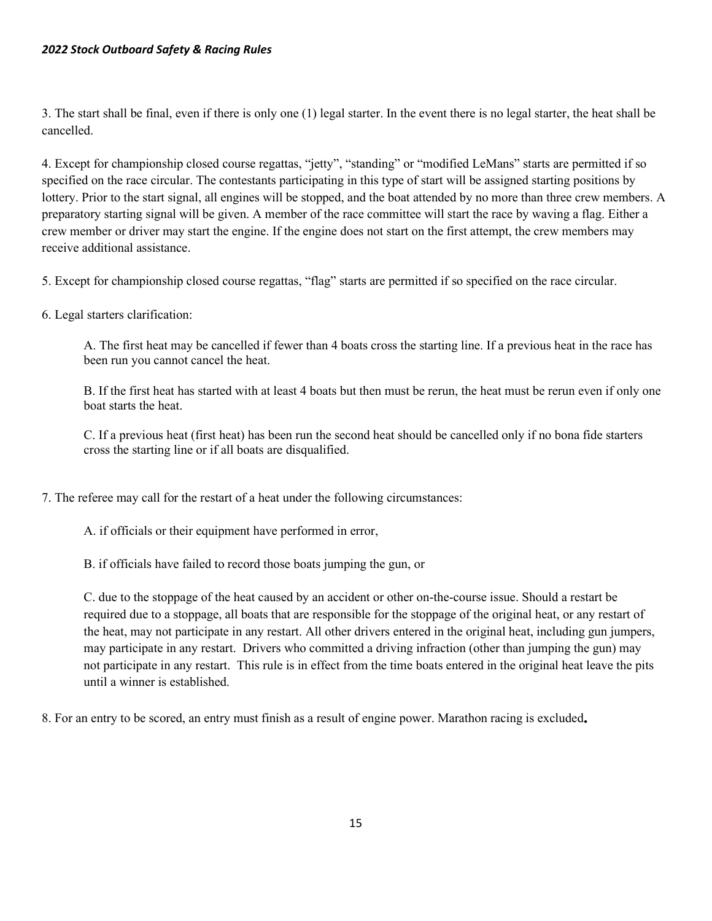3. The start shall be final, even if there is only one (1) legal starter. In the event there is no legal starter, the heat shall be cancelled.

4. Except for championship closed course regattas, "jetty", "standing" or "modified LeMans" starts are permitted if so specified on the race circular. The contestants participating in this type of start will be assigned starting positions by lottery. Prior to the start signal, all engines will be stopped, and the boat attended by no more than three crew members. A preparatory starting signal will be given. A member of the race committee will start the race by waving a flag. Either a crew member or driver may start the engine. If the engine does not start on the first attempt, the crew members may receive additional assistance.

5. Except for championship closed course regattas, "flag" starts are permitted if so specified on the race circular.

6. Legal starters clarification:

A. The first heat may be cancelled if fewer than 4 boats cross the starting line. If a previous heat in the race has been run you cannot cancel the heat.

B. If the first heat has started with at least 4 boats but then must be rerun, the heat must be rerun even if only one boat starts the heat.

C. If a previous heat (first heat) has been run the second heat should be cancelled only if no bona fide starters cross the starting line or if all boats are disqualified.

7. The referee may call for the restart of a heat under the following circumstances:

A. if officials or their equipment have performed in error,

B. if officials have failed to record those boats jumping the gun, or

C. due to the stoppage of the heat caused by an accident or other on-the-course issue. Should a restart be required due to a stoppage, all boats that are responsible for the stoppage of the original heat, or any restart of the heat, may not participate in any restart. All other drivers entered in the original heat, including gun jumpers, may participate in any restart. Drivers who committed a driving infraction (other than jumping the gun) may not participate in any restart. This rule is in effect from the time boats entered in the original heat leave the pits until a winner is established.

8. For an entry to be scored, an entry must finish as a result of engine power. Marathon racing is excluded**.**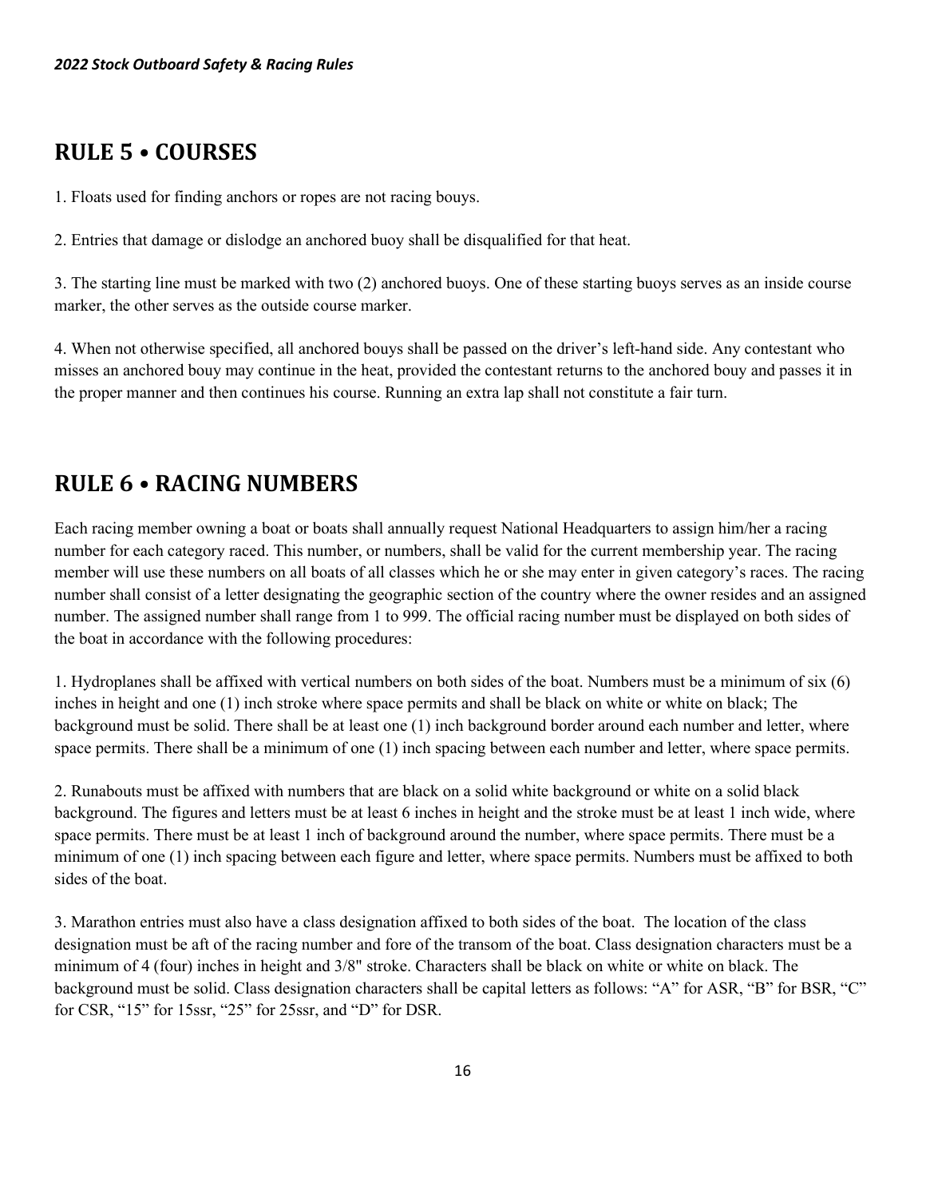## RULE 5 • COURSES

1. Floats used for finding anchors or ropes are not racing bouys.

2. Entries that damage or dislodge an anchored buoy shall be disqualified for that heat.

3. The starting line must be marked with two (2) anchored buoys. One of these starting buoys serves as an inside course marker, the other serves as the outside course marker.

4. When not otherwise specified, all anchored bouys shall be passed on the driver's left-hand side. Any contestant who misses an anchored bouy may continue in the heat, provided the contestant returns to the anchored bouy and passes it in the proper manner and then continues his course. Running an extra lap shall not constitute a fair turn.

## RULE 6 • RACING NUMBERS

Each racing member owning a boat or boats shall annually request National Headquarters to assign him/her a racing number for each category raced. This number, or numbers, shall be valid for the current membership year. The racing member will use these numbers on all boats of all classes which he or she may enter in given category's races. The racing number shall consist of a letter designating the geographic section of the country where the owner resides and an assigned number. The assigned number shall range from 1 to 999. The official racing number must be displayed on both sides of the boat in accordance with the following procedures:

1. Hydroplanes shall be affixed with vertical numbers on both sides of the boat. Numbers must be a minimum of six (6) inches in height and one (1) inch stroke where space permits and shall be black on white or white on black; The background must be solid. There shall be at least one (1) inch background border around each number and letter, where space permits. There shall be a minimum of one (1) inch spacing between each number and letter, where space permits.

2. Runabouts must be affixed with numbers that are black on a solid white background or white on a solid black background. The figures and letters must be at least 6 inches in height and the stroke must be at least 1 inch wide, where space permits. There must be at least 1 inch of background around the number, where space permits. There must be a minimum of one (1) inch spacing between each figure and letter, where space permits. Numbers must be affixed to both sides of the boat.

3. Marathon entries must also have a class designation affixed to both sides of the boat. The location of the class designation must be aft of the racing number and fore of the transom of the boat. Class designation characters must be a minimum of 4 (four) inches in height and 3/8" stroke. Characters shall be black on white or white on black. The background must be solid. Class designation characters shall be capital letters as follows: "A" for ASR, "B" for BSR, "C" for CSR, "15" for 15ssr, "25" for 25ssr, and "D" for DSR.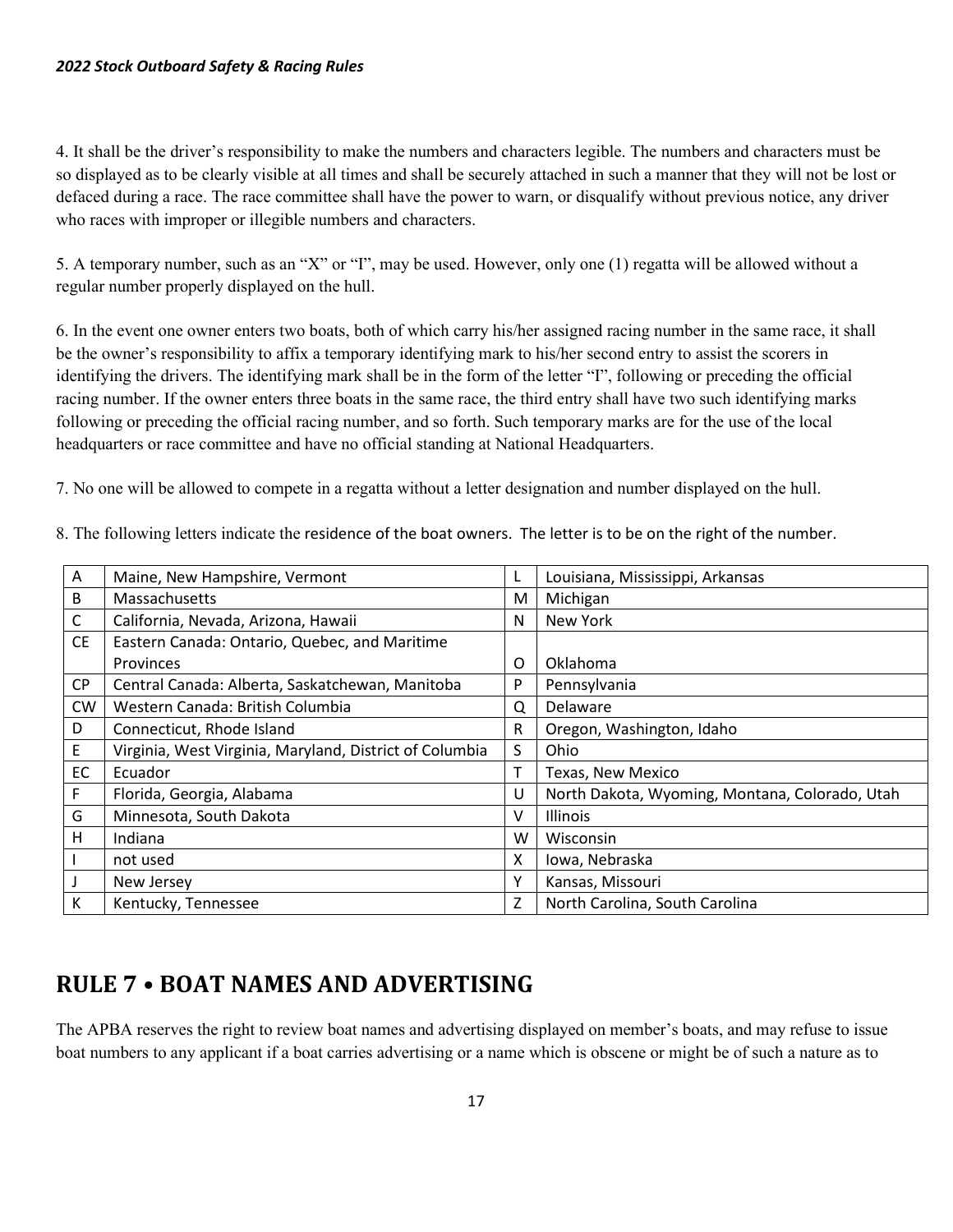4. It shall be the driver's responsibility to make the numbers and characters legible. The numbers and characters must be so displayed as to be clearly visible at all times and shall be securely attached in such a manner that they will not be lost or defaced during a race. The race committee shall have the power to warn, or disqualify without previous notice, any driver who races with improper or illegible numbers and characters.

5. A temporary number, such as an "X" or "I", may be used. However, only one (1) regatta will be allowed without a regular number properly displayed on the hull.

6. In the event one owner enters two boats, both of which carry his/her assigned racing number in the same race, it shall be the owner's responsibility to affix a temporary identifying mark to his/her second entry to assist the scorers in identifying the drivers. The identifying mark shall be in the form of the letter "I", following or preceding the official racing number. If the owner enters three boats in the same race, the third entry shall have two such identifying marks following or preceding the official racing number, and so forth. Such temporary marks are for the use of the local headquarters or race committee and have no official standing at National Headquarters.

7. No one will be allowed to compete in a regatta without a letter designation and number displayed on the hull.

8. The following letters indicate the residence of the boat owners. The letter is to be on the right of the number.

| | | | |
|---|---|---|---|
| A | Maine, New Hampshire, Vermont | L | Louisiana, Mississippi, Arkansas |
| B | Massachusetts | M | Michigan |
| C | California, Nevada, Arizona, Hawaii | N | New York |
| CE | Eastern Canada: Ontario, Quebec, and Maritime Provinces | O | Oklahoma |
| CP | Central Canada: Alberta, Saskatchewan, Manitoba | P | Pennsylvania |
| CW | Western Canada: British Columbia | Q | Delaware |
| D | Connecticut, Rhode Island | R | Oregon, Washington, Idaho |
| E | Virginia, West Virginia, Maryland, District of Columbia | S | Ohio |
| EC | Ecuador | T | Texas, New Mexico |
| F | Florida, Georgia, Alabama | U | North Dakota, Wyoming, Montana, Colorado, Utah |
| G | Minnesota, South Dakota | V | Illinois |
| H | Indiana | W | Wisconsin |
| I | not used | X | Iowa, Nebraska |
| J | New Jersey | Y | Kansas, Missouri |
| K | Kentucky, Tennessee | Z | North Carolina, South Carolina |

## RULE 7 • BOAT NAMES AND ADVERTISING

The APBA reserves the right to review boat names and advertising displayed on member's boats, and may refuse to issue boat numbers to any applicant if a boat carries advertising or a name which is obscene or might be of such a nature as to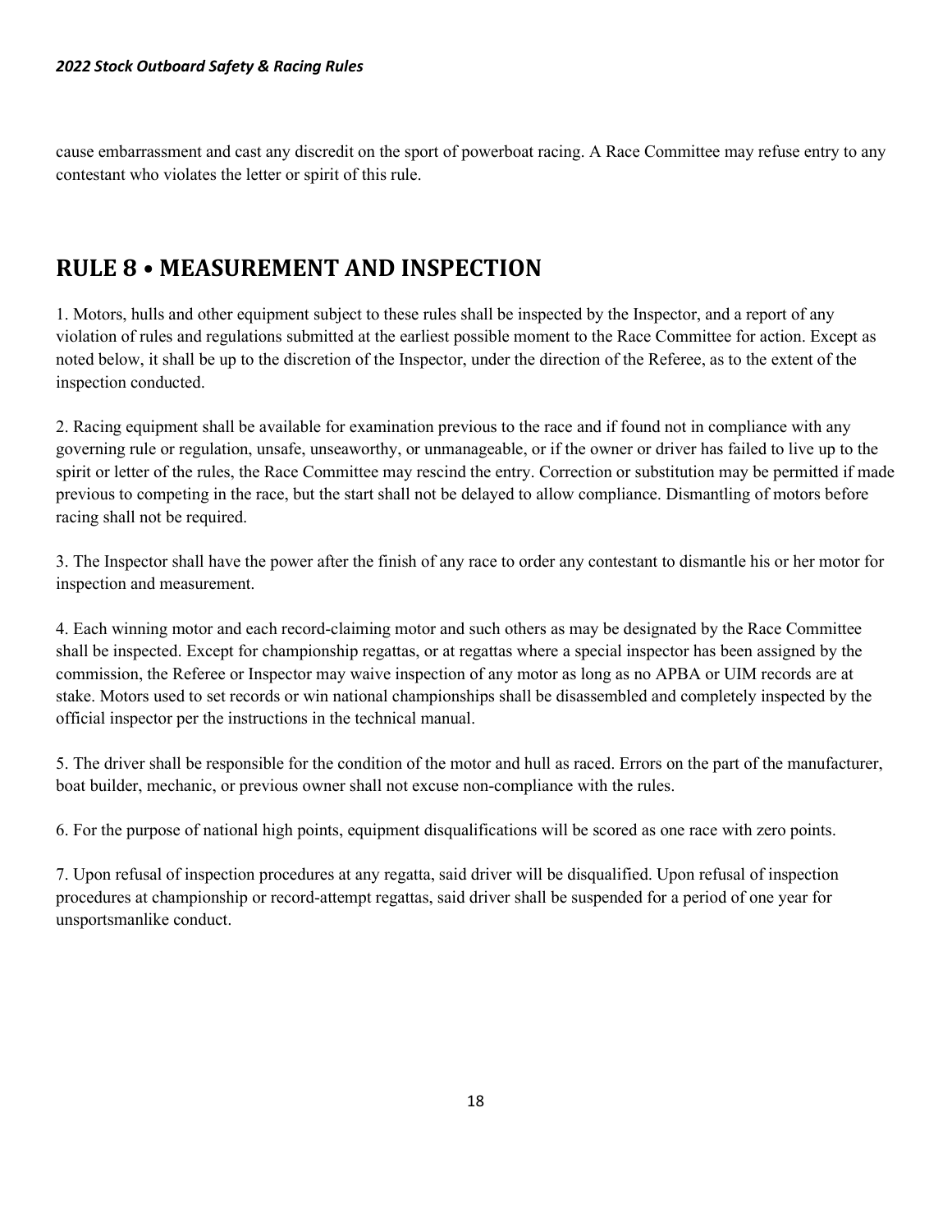cause embarrassment and cast any discredit on the sport of powerboat racing. A Race Committee may refuse entry to any contestant who violates the letter or spirit of this rule.

## RULE 8 • MEASUREMENT AND INSPECTION

1. Motors, hulls and other equipment subject to these rules shall be inspected by the Inspector, and a report of any violation of rules and regulations submitted at the earliest possible moment to the Race Committee for action. Except as noted below, it shall be up to the discretion of the Inspector, under the direction of the Referee, as to the extent of the inspection conducted.

2. Racing equipment shall be available for examination previous to the race and if found not in compliance with any governing rule or regulation, unsafe, unseaworthy, or unmanageable, or if the owner or driver has failed to live up to the spirit or letter of the rules, the Race Committee may rescind the entry. Correction or substitution may be permitted if made previous to competing in the race, but the start shall not be delayed to allow compliance. Dismantling of motors before racing shall not be required.

3. The Inspector shall have the power after the finish of any race to order any contestant to dismantle his or her motor for inspection and measurement.

4. Each winning motor and each record-claiming motor and such others as may be designated by the Race Committee shall be inspected. Except for championship regattas, or at regattas where a special inspector has been assigned by the commission, the Referee or Inspector may waive inspection of any motor as long as no APBA or UIM records are at stake. Motors used to set records or win national championships shall be disassembled and completely inspected by the official inspector per the instructions in the technical manual.

5. The driver shall be responsible for the condition of the motor and hull as raced. Errors on the part of the manufacturer, boat builder, mechanic, or previous owner shall not excuse non-compliance with the rules.

6. For the purpose of national high points, equipment disqualifications will be scored as one race with zero points.

7. Upon refusal of inspection procedures at any regatta, said driver will be disqualified. Upon refusal of inspection procedures at championship or record-attempt regattas, said driver shall be suspended for a period of one year for unsportsmanlike conduct.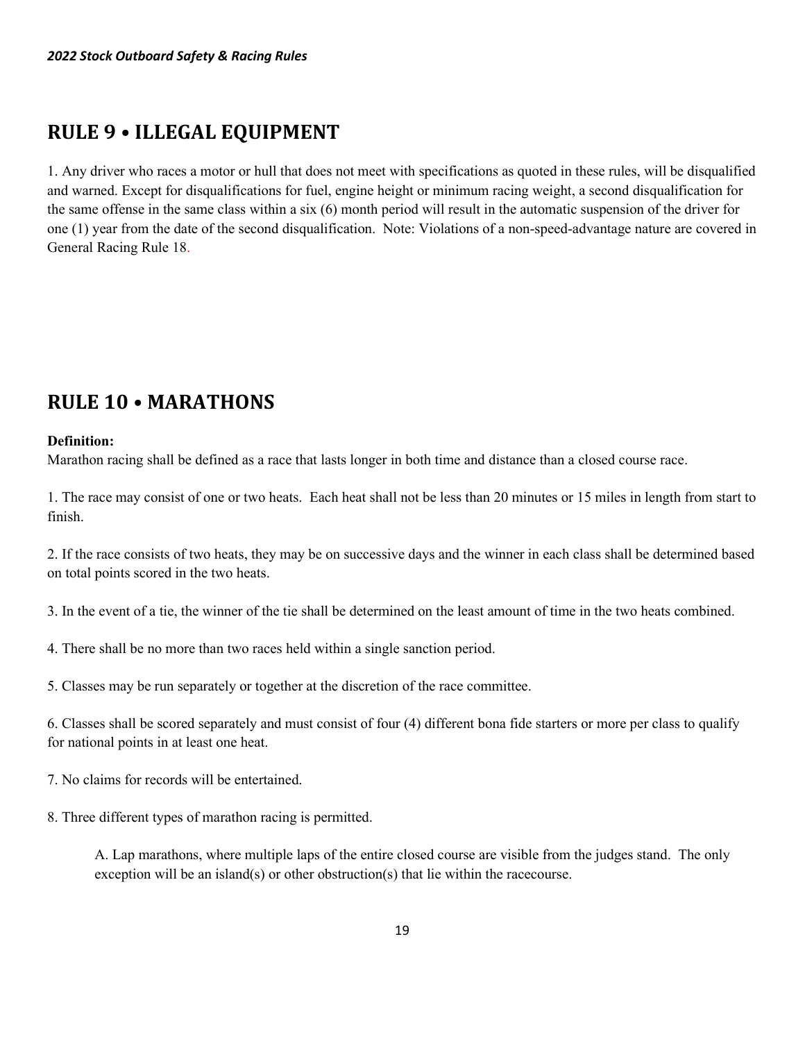## RULE 9 • ILLEGAL EQUIPMENT

1. Any driver who races a motor or hull that does not meet with specifications as quoted in these rules, will be disqualified and warned. Except for disqualifications for fuel, engine height or minimum racing weight, a second disqualification for the same offense in the same class within a six (6) month period will result in the automatic suspension of the driver for one (1) year from the date of the second disqualification. Note: Violations of a non-speed-advantage nature are covered in General Racing Rule 18.

## RULE 10 • MARATHONS

**Definition:**
Marathon racing shall be defined as a race that lasts longer in both time and distance than a closed course race.

1. The race may consist of one or two heats. Each heat shall not be less than 20 minutes or 15 miles in length from start to finish.

2. If the race consists of two heats, they may be on successive days and the winner in each class shall be determined based on total points scored in the two heats.

3. In the event of a tie, the winner of the tie shall be determined on the least amount of time in the two heats combined.

4. There shall be no more than two races held within a single sanction period.

5. Classes may be run separately or together at the discretion of the race committee.

6. Classes shall be scored separately and must consist of four (4) different bona fide starters or more per class to qualify for national points in at least one heat.

7. No claims for records will be entertained.

8. Three different types of marathon racing is permitted.

   A. Lap marathons, where multiple laps of the entire closed course are visible from the judges stand. The only exception will be an island(s) or other obstruction(s) that lie within the racecourse.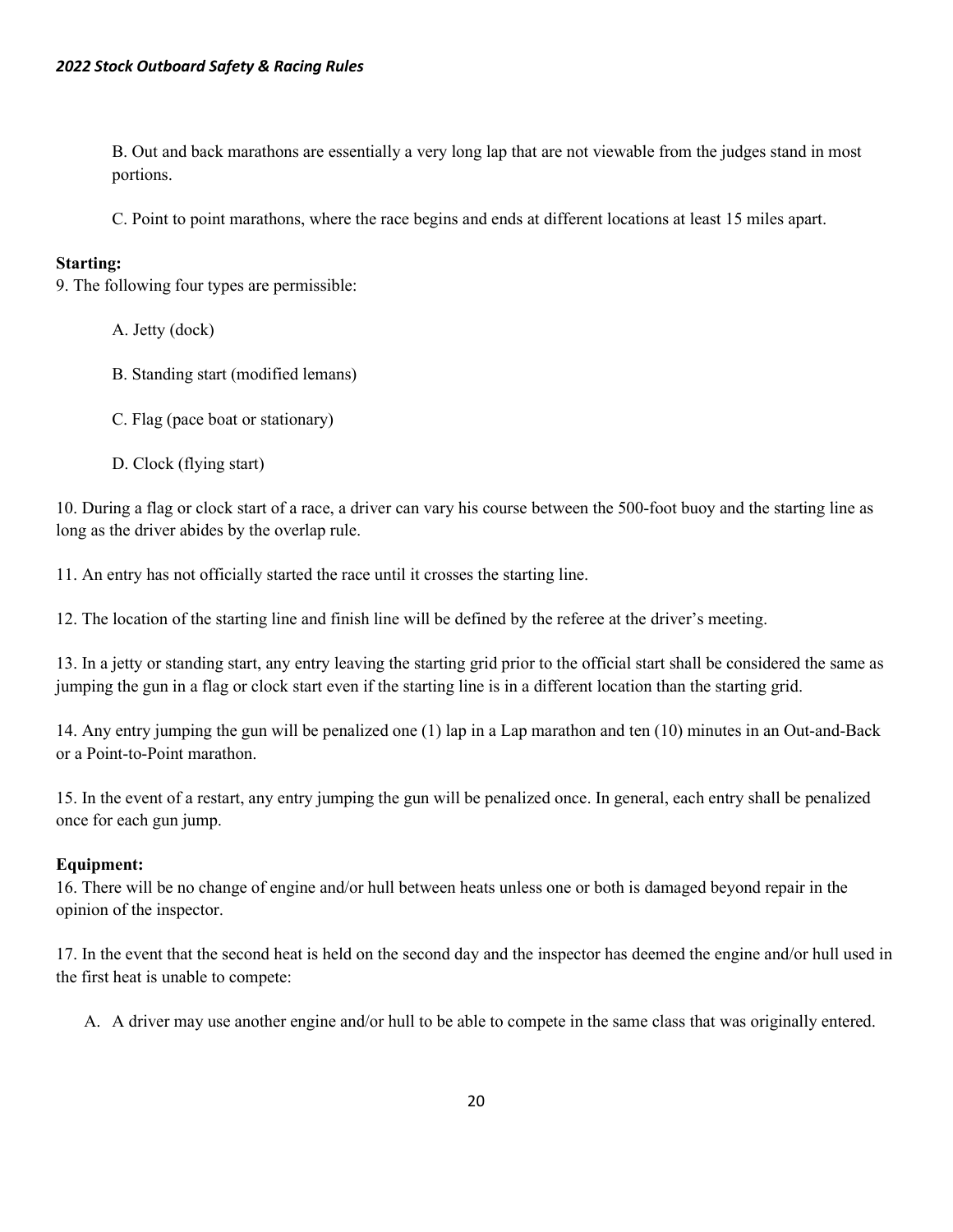B. Out and back marathons are essentially a very long lap that are not viewable from the judges stand in most portions.

C. Point to point marathons, where the race begins and ends at different locations at least 15 miles apart.

**Starting:**

9. The following four types are permissible:

   A. Jetty (dock)

   B. Standing start (modified lemans)

   C. Flag (pace boat or stationary)

   D. Clock (flying start)

10. During a flag or clock start of a race, a driver can vary his course between the 500-foot buoy and the starting line as long as the driver abides by the overlap rule.

11. An entry has not officially started the race until it crosses the starting line.

12. The location of the starting line and finish line will be defined by the referee at the driver's meeting.

13. In a jetty or standing start, any entry leaving the starting grid prior to the official start shall be considered the same as jumping the gun in a flag or clock start even if the starting line is in a different location than the starting grid.

14. Any entry jumping the gun will be penalized one (1) lap in a Lap marathon and ten (10) minutes in an Out-and-Back or a Point-to-Point marathon.

15. In the event of a restart, any entry jumping the gun will be penalized once. In general, each entry shall be penalized once for each gun jump.

**Equipment:**

16. There will be no change of engine and/or hull between heats unless one or both is damaged beyond repair in the opinion of the inspector.

17. In the event that the second heat is held on the second day and the inspector has deemed the engine and/or hull used in the first heat is unable to compete:

   A. A driver may use another engine and/or hull to be able to compete in the same class that was originally entered.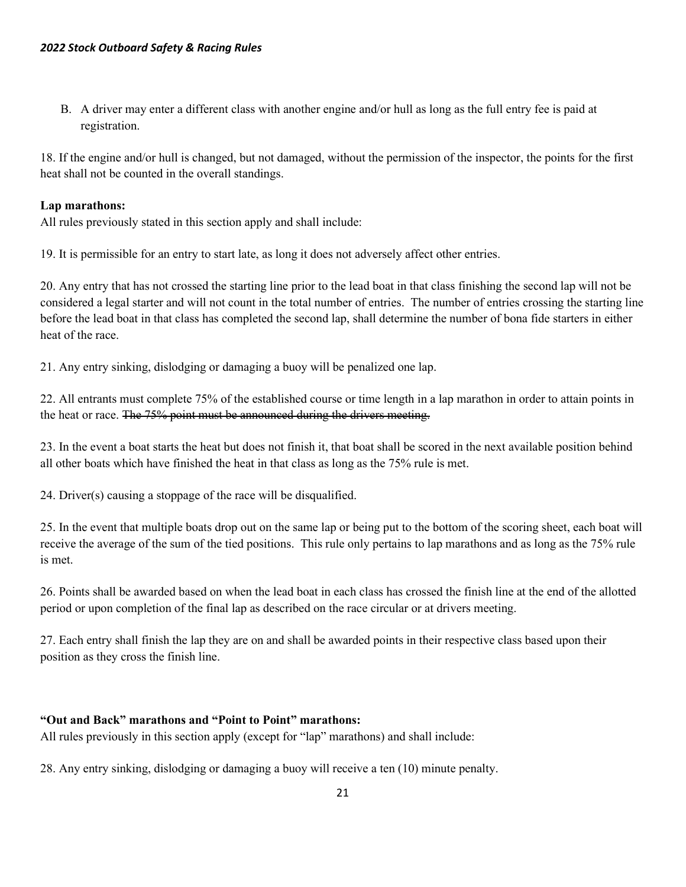B. A driver may enter a different class with another engine and/or hull as long as the full entry fee is paid at registration.

18. If the engine and/or hull is changed, but not damaged, without the permission of the inspector, the points for the first heat shall not be counted in the overall standings.

**Lap marathons:**

All rules previously stated in this section apply and shall include:

19. It is permissible for an entry to start late, as long it does not adversely affect other entries.

20. Any entry that has not crossed the starting line prior to the lead boat in that class finishing the second lap will not be considered a legal starter and will not count in the total number of entries. The number of entries crossing the starting line before the lead boat in that class has completed the second lap, shall determine the number of bona fide starters in either heat of the race.

21. Any entry sinking, dislodging or damaging a buoy will be penalized one lap.

22. All entrants must complete 75% of the established course or time length in a lap marathon in order to attain points in the heat or race. ~~The 75% point must be announced during the drivers meeting.~~

23. In the event a boat starts the heat but does not finish it, that boat shall be scored in the next available position behind all other boats which have finished the heat in that class as long as the 75% rule is met.

24. Driver(s) causing a stoppage of the race will be disqualified.

25. In the event that multiple boats drop out on the same lap or being put to the bottom of the scoring sheet, each boat will receive the average of the sum of the tied positions. This rule only pertains to lap marathons and as long as the 75% rule is met.

26. Points shall be awarded based on when the lead boat in each class has crossed the finish line at the end of the allotted period or upon completion of the final lap as described on the race circular or at drivers meeting.

27. Each entry shall finish the lap they are on and shall be awarded points in their respective class based upon their position as they cross the finish line.

**"Out and Back" marathons and "Point to Point" marathons:**

All rules previously in this section apply (except for "lap" marathons) and shall include:

28. Any entry sinking, dislodging or damaging a buoy will receive a ten (10) minute penalty.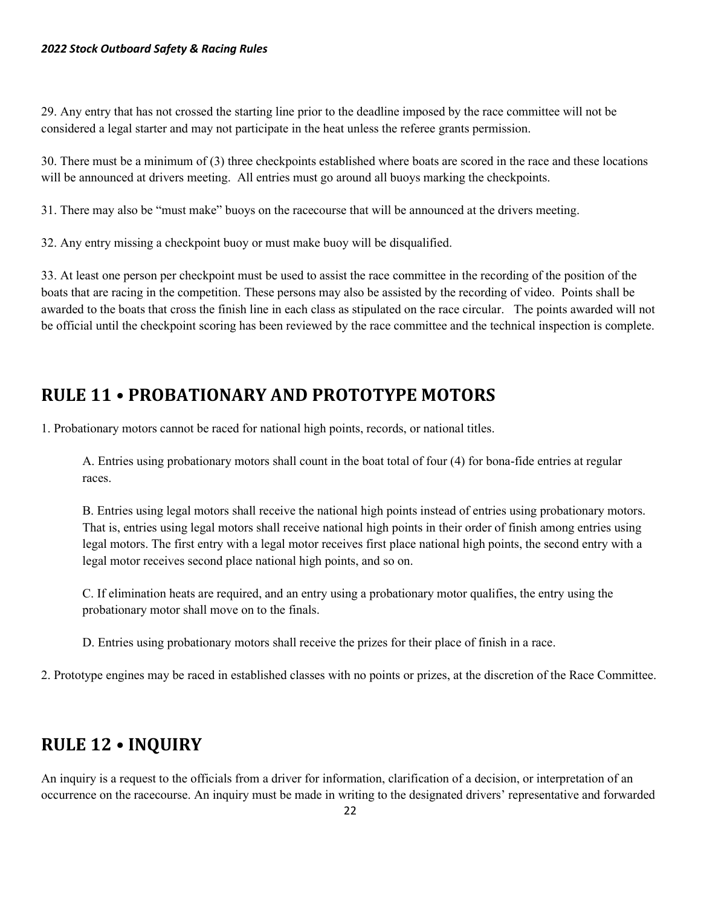29. Any entry that has not crossed the starting line prior to the deadline imposed by the race committee will not be considered a legal starter and may not participate in the heat unless the referee grants permission.

30. There must be a minimum of (3) three checkpoints established where boats are scored in the race and these locations will be announced at drivers meeting. All entries must go around all buoys marking the checkpoints.

31. There may also be "must make" buoys on the racecourse that will be announced at the drivers meeting.

32. Any entry missing a checkpoint buoy or must make buoy will be disqualified.

33. At least one person per checkpoint must be used to assist the race committee in the recording of the position of the boats that are racing in the competition. These persons may also be assisted by the recording of video. Points shall be awarded to the boats that cross the finish line in each class as stipulated on the race circular. The points awarded will not be official until the checkpoint scoring has been reviewed by the race committee and the technical inspection is complete.

## RULE 11 • PROBATIONARY AND PROTOTYPE MOTORS

1. Probationary motors cannot be raced for national high points, records, or national titles.

   A. Entries using probationary motors shall count in the boat total of four (4) for bona-fide entries at regular races.

   B. Entries using legal motors shall receive the national high points instead of entries using probationary motors. That is, entries using legal motors shall receive national high points in their order of finish among entries using legal motors. The first entry with a legal motor receives first place national high points, the second entry with a legal motor receives second place national high points, and so on.

   C. If elimination heats are required, and an entry using a probationary motor qualifies, the entry using the probationary motor shall move on to the finals.

   D. Entries using probationary motors shall receive the prizes for their place of finish in a race.

2. Prototype engines may be raced in established classes with no points or prizes, at the discretion of the Race Committee.

## RULE 12 • INQUIRY

An inquiry is a request to the officials from a driver for information, clarification of a decision, or interpretation of an occurrence on the racecourse. An inquiry must be made in writing to the designated drivers' representative and forwarded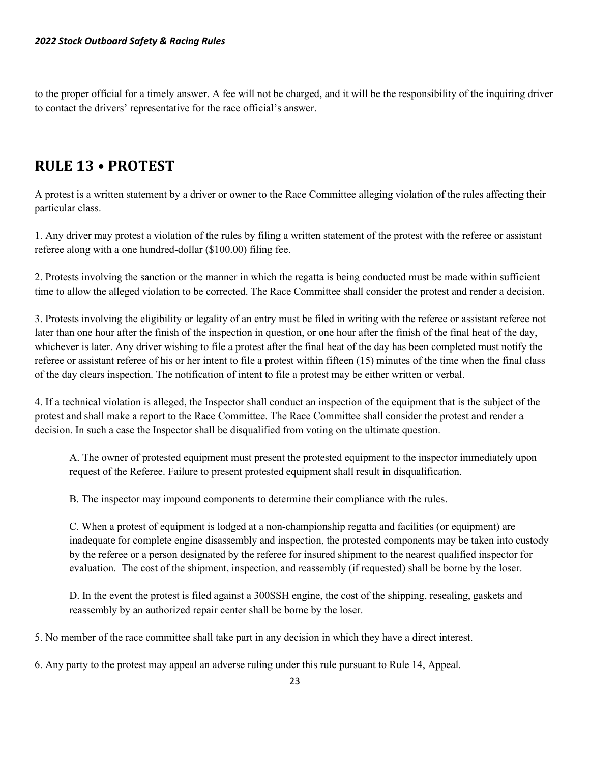to the proper official for a timely answer. A fee will not be charged, and it will be the responsibility of the inquiring driver to contact the drivers' representative for the race official's answer.

## RULE 13 • PROTEST

A protest is a written statement by a driver or owner to the Race Committee alleging violation of the rules affecting their particular class.

1. Any driver may protest a violation of the rules by filing a written statement of the protest with the referee or assistant referee along with a one hundred-dollar ($100.00) filing fee.

2. Protests involving the sanction or the manner in which the regatta is being conducted must be made within sufficient time to allow the alleged violation to be corrected. The Race Committee shall consider the protest and render a decision.

3. Protests involving the eligibility or legality of an entry must be filed in writing with the referee or assistant referee not later than one hour after the finish of the inspection in question, or one hour after the finish of the final heat of the day, whichever is later. Any driver wishing to file a protest after the final heat of the day has been completed must notify the referee or assistant referee of his or her intent to file a protest within fifteen (15) minutes of the time when the final class of the day clears inspection. The notification of intent to file a protest may be either written or verbal.

4. If a technical violation is alleged, the Inspector shall conduct an inspection of the equipment that is the subject of the protest and shall make a report to the Race Committee. The Race Committee shall consider the protest and render a decision. In such a case the Inspector shall be disqualified from voting on the ultimate question.

   A. The owner of protested equipment must present the protested equipment to the inspector immediately upon request of the Referee. Failure to present protested equipment shall result in disqualification.

   B. The inspector may impound components to determine their compliance with the rules.

   C. When a protest of equipment is lodged at a non-championship regatta and facilities (or equipment) are inadequate for complete engine disassembly and inspection, the protested components may be taken into custody by the referee or a person designated by the referee for insured shipment to the nearest qualified inspector for evaluation. The cost of the shipment, inspection, and reassembly (if requested) shall be borne by the loser.

   D. In the event the protest is filed against a 300SSH engine, the cost of the shipping, resealing, gaskets and reassembly by an authorized repair center shall be borne by the loser.

5. No member of the race committee shall take part in any decision in which they have a direct interest.

6. Any party to the protest may appeal an adverse ruling under this rule pursuant to Rule 14, Appeal.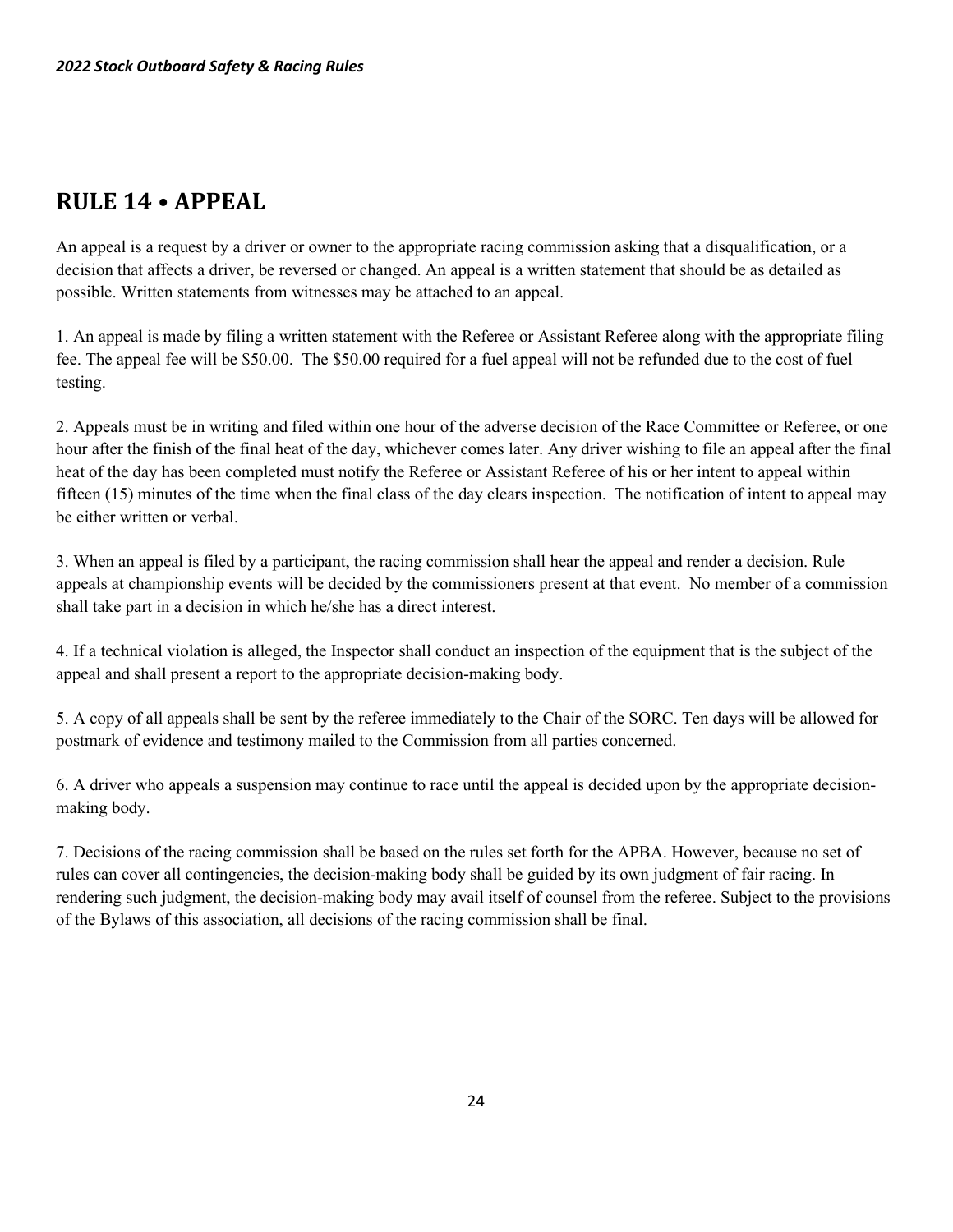## RULE 14 • APPEAL

An appeal is a request by a driver or owner to the appropriate racing commission asking that a disqualification, or a decision that affects a driver, be reversed or changed. An appeal is a written statement that should be as detailed as possible. Written statements from witnesses may be attached to an appeal.

1. An appeal is made by filing a written statement with the Referee or Assistant Referee along with the appropriate filing fee. The appeal fee will be $50.00. The $50.00 required for a fuel appeal will not be refunded due to the cost of fuel testing.

2. Appeals must be in writing and filed within one hour of the adverse decision of the Race Committee or Referee, or one hour after the finish of the final heat of the day, whichever comes later. Any driver wishing to file an appeal after the final heat of the day has been completed must notify the Referee or Assistant Referee of his or her intent to appeal within fifteen (15) minutes of the time when the final class of the day clears inspection. The notification of intent to appeal may be either written or verbal.

3. When an appeal is filed by a participant, the racing commission shall hear the appeal and render a decision. Rule appeals at championship events will be decided by the commissioners present at that event. No member of a commission shall take part in a decision in which he/she has a direct interest.

4. If a technical violation is alleged, the Inspector shall conduct an inspection of the equipment that is the subject of the appeal and shall present a report to the appropriate decision-making body.

5. A copy of all appeals shall be sent by the referee immediately to the Chair of the SORC. Ten days will be allowed for postmark of evidence and testimony mailed to the Commission from all parties concerned.

6. A driver who appeals a suspension may continue to race until the appeal is decided upon by the appropriate decision-making body.

7. Decisions of the racing commission shall be based on the rules set forth for the APBA. However, because no set of rules can cover all contingencies, the decision-making body shall be guided by its own judgment of fair racing. In rendering such judgment, the decision-making body may avail itself of counsel from the referee. Subject to the provisions of the Bylaws of this association, all decisions of the racing commission shall be final.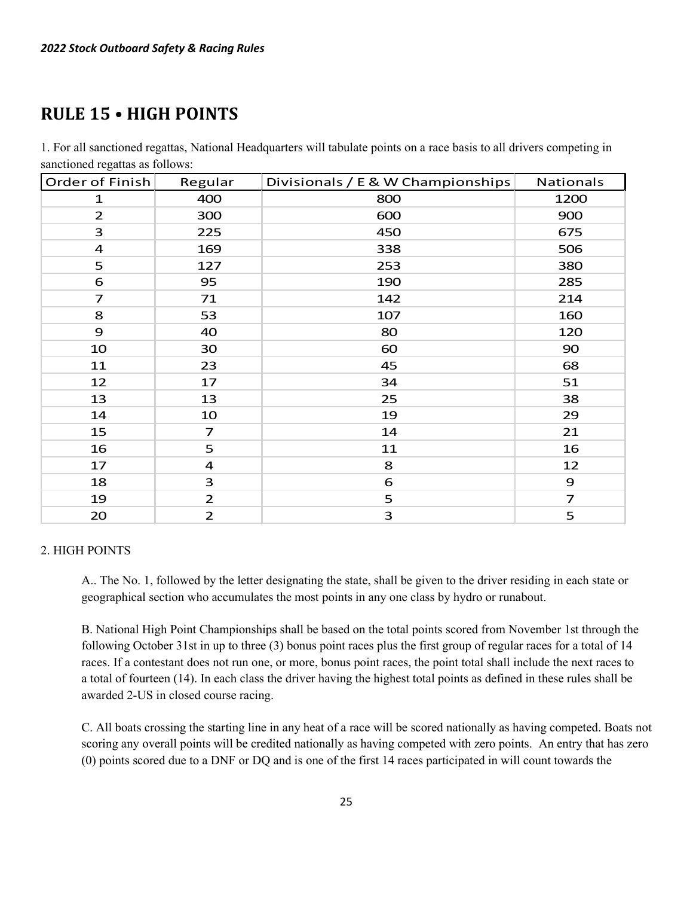# RULE 15 • HIGH POINTS

1. For all sanctioned regattas, National Headquarters will tabulate points on a race basis to all drivers competing in sanctioned regattas as follows:

| Order of Finish | Regular | Divisionals / E & W Championships | Nationals |
|---|---|---|---|
| 1 | 400 | 800 | 1200 |
| 2 | 300 | 600 | 900 |
| 3 | 225 | 450 | 675 |
| 4 | 169 | 338 | 506 |
| 5 | 127 | 253 | 380 |
| 6 | 95 | 190 | 285 |
| 7 | 71 | 142 | 214 |
| 8 | 53 | 107 | 160 |
| 9 | 40 | 80 | 120 |
| 10 | 30 | 60 | 90 |
| 11 | 23 | 45 | 68 |
| 12 | 17 | 34 | 51 |
| 13 | 13 | 25 | 38 |
| 14 | 10 | 19 | 29 |
| 15 | 7 | 14 | 21 |
| 16 | 5 | 11 | 16 |
| 17 | 4 | 8 | 12 |
| 18 | 3 | 6 | 9 |
| 19 | 2 | 5 | 7 |
| 20 | 2 | 3 | 5 |

2. HIGH POINTS

A.. The No. 1, followed by the letter designating the state, shall be given to the driver residing in each state or geographical section who accumulates the most points in any one class by hydro or runabout.

B. National High Point Championships shall be based on the total points scored from November 1st through the following October 31st in up to three (3) bonus point races plus the first group of regular races for a total of 14 races. If a contestant does not run one, or more, bonus point races, the point total shall include the next races to a total of fourteen (14). In each class the driver having the highest total points as defined in these rules shall be awarded 2-US in closed course racing.

C. All boats crossing the starting line in any heat of a race will be scored nationally as having competed. Boats not scoring any overall points will be credited nationally as having competed with zero points. An entry that has zero (0) points scored due to a DNF or DQ and is one of the first 14 races participated in will count towards the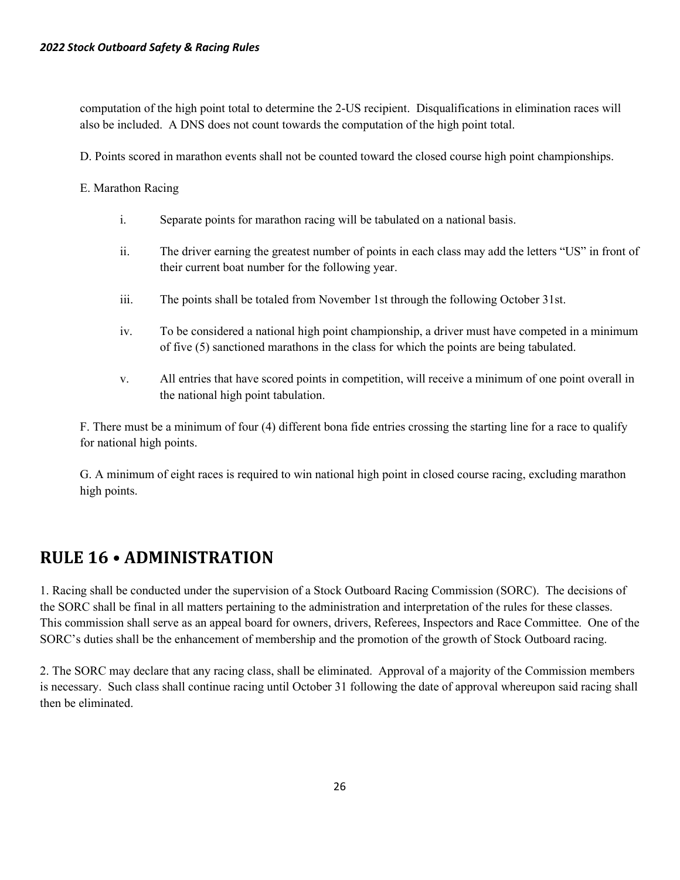computation of the high point total to determine the 2-US recipient. Disqualifications in elimination races will also be included. A DNS does not count towards the computation of the high point total.

D. Points scored in marathon events shall not be counted toward the closed course high point championships.

E. Marathon Racing

i. Separate points for marathon racing will be tabulated on a national basis.

ii. The driver earning the greatest number of points in each class may add the letters "US" in front of their current boat number for the following year.

iii. The points shall be totaled from November 1st through the following October 31st.

iv. To be considered a national high point championship, a driver must have competed in a minimum of five (5) sanctioned marathons in the class for which the points are being tabulated.

v. All entries that have scored points in competition, will receive a minimum of one point overall in the national high point tabulation.

F. There must be a minimum of four (4) different bona fide entries crossing the starting line for a race to qualify for national high points.

G. A minimum of eight races is required to win national high point in closed course racing, excluding marathon high points.

## RULE 16 • ADMINISTRATION

1. Racing shall be conducted under the supervision of a Stock Outboard Racing Commission (SORC). The decisions of the SORC shall be final in all matters pertaining to the administration and interpretation of the rules for these classes. This commission shall serve as an appeal board for owners, drivers, Referees, Inspectors and Race Committee. One of the SORC's duties shall be the enhancement of membership and the promotion of the growth of Stock Outboard racing.

2. The SORC may declare that any racing class, shall be eliminated. Approval of a majority of the Commission members is necessary. Such class shall continue racing until October 31 following the date of approval whereupon said racing shall then be eliminated.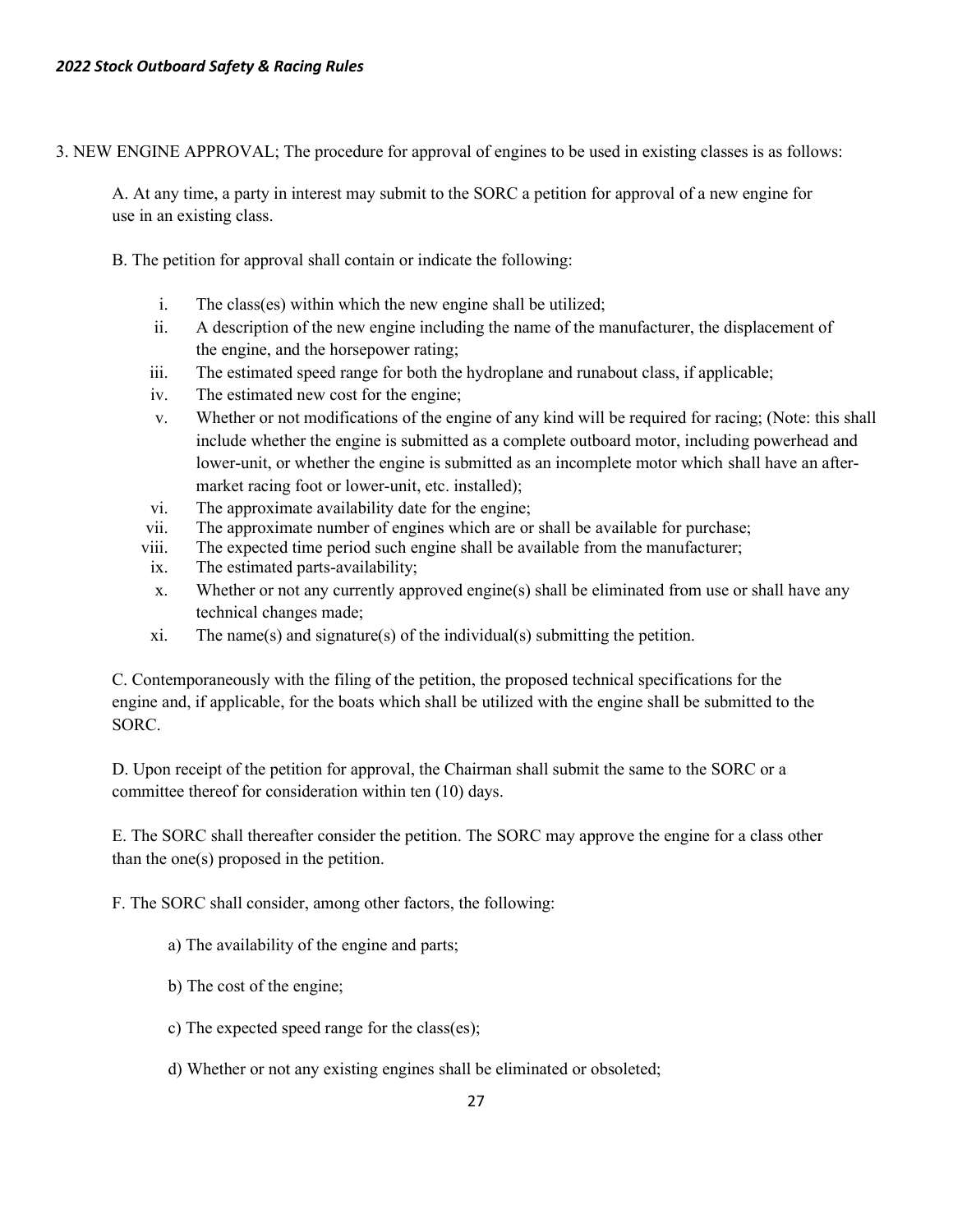3. NEW ENGINE APPROVAL; The procedure for approval of engines to be used in existing classes is as follows:

A. At any time, a party in interest may submit to the SORC a petition for approval of a new engine for use in an existing class.

B. The petition for approval shall contain or indicate the following:

i. The class(es) within which the new engine shall be utilized;
ii. A description of the new engine including the name of the manufacturer, the displacement of the engine, and the horsepower rating;
iii. The estimated speed range for both the hydroplane and runabout class, if applicable;
iv. The estimated new cost for the engine;
v. Whether or not modifications of the engine of any kind will be required for racing; (Note: this shall include whether the engine is submitted as a complete outboard motor, including powerhead and lower-unit, or whether the engine is submitted as an incomplete motor which shall have an after-market racing foot or lower-unit, etc. installed);
vi. The approximate availability date for the engine;
vii. The approximate number of engines which are or shall be available for purchase;
viii. The expected time period such engine shall be available from the manufacturer;
ix. The estimated parts-availability;
x. Whether or not any currently approved engine(s) shall be eliminated from use or shall have any technical changes made;
xi. The name(s) and signature(s) of the individual(s) submitting the petition.

C. Contemporaneously with the filing of the petition, the proposed technical specifications for the engine and, if applicable, for the boats which shall be utilized with the engine shall be submitted to the SORC.

D. Upon receipt of the petition for approval, the Chairman shall submit the same to the SORC or a committee thereof for consideration within ten (10) days.

E. The SORC shall thereafter consider the petition. The SORC may approve the engine for a class other than the one(s) proposed in the petition.

F. The SORC shall consider, among other factors, the following:

a) The availability of the engine and parts;

b) The cost of the engine;

c) The expected speed range for the class(es);

d) Whether or not any existing engines shall be eliminated or obsoleted;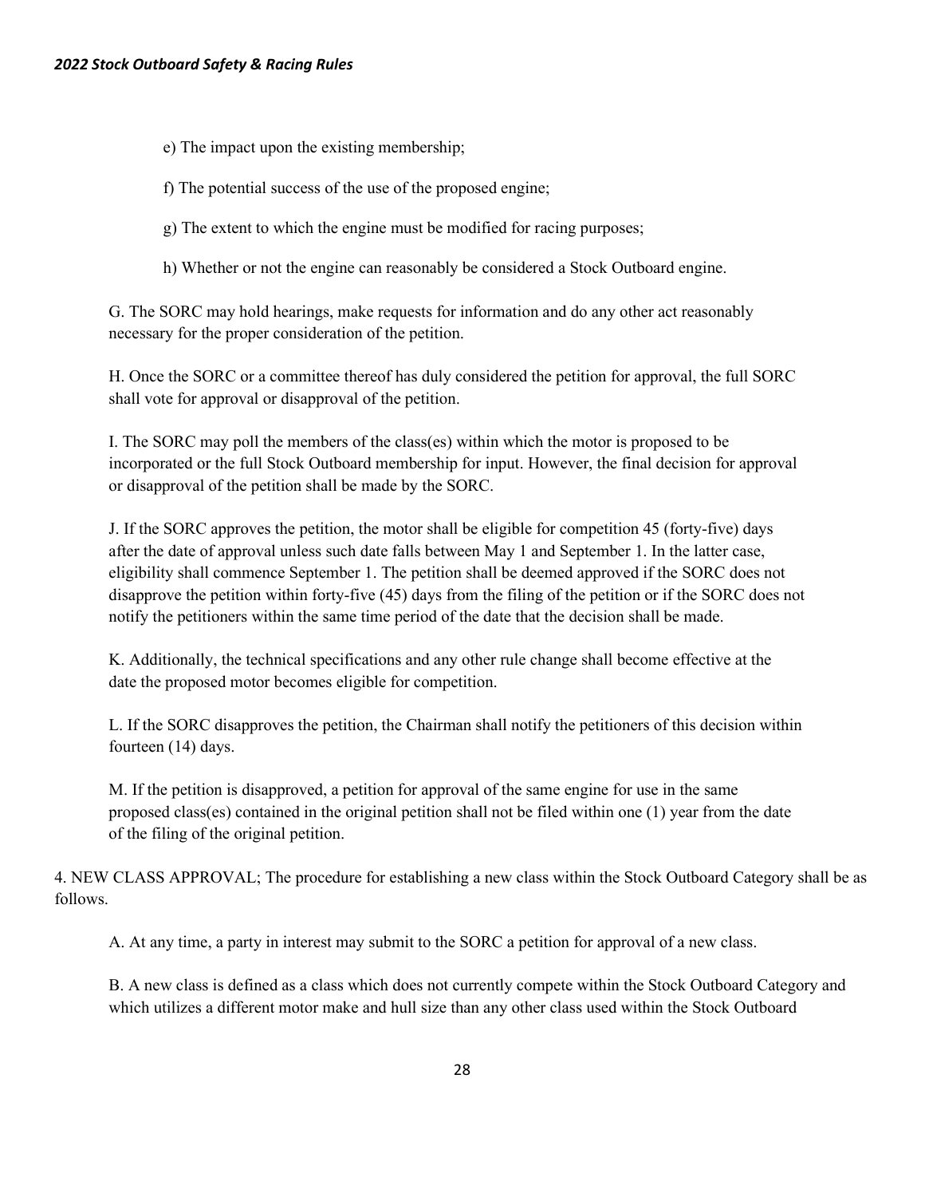e) The impact upon the existing membership;

f) The potential success of the use of the proposed engine;

g) The extent to which the engine must be modified for racing purposes;

h) Whether or not the engine can reasonably be considered a Stock Outboard engine.

G. The SORC may hold hearings, make requests for information and do any other act reasonably necessary for the proper consideration of the petition.

H. Once the SORC or a committee thereof has duly considered the petition for approval, the full SORC shall vote for approval or disapproval of the petition.

I. The SORC may poll the members of the class(es) within which the motor is proposed to be incorporated or the full Stock Outboard membership for input. However, the final decision for approval or disapproval of the petition shall be made by the SORC.

J. If the SORC approves the petition, the motor shall be eligible for competition 45 (forty-five) days after the date of approval unless such date falls between May 1 and September 1. In the latter case, eligibility shall commence September 1. The petition shall be deemed approved if the SORC does not disapprove the petition within forty-five (45) days from the filing of the petition or if the SORC does not notify the petitioners within the same time period of the date that the decision shall be made.

K. Additionally, the technical specifications and any other rule change shall become effective at the date the proposed motor becomes eligible for competition.

L. If the SORC disapproves the petition, the Chairman shall notify the petitioners of this decision within fourteen (14) days.

M. If the petition is disapproved, a petition for approval of the same engine for use in the same proposed class(es) contained in the original petition shall not be filed within one (1) year from the date of the filing of the original petition.

4. NEW CLASS APPROVAL; The procedure for establishing a new class within the Stock Outboard Category shall be as follows.

A. At any time, a party in interest may submit to the SORC a petition for approval of a new class.

B. A new class is defined as a class which does not currently compete within the Stock Outboard Category and which utilizes a different motor make and hull size than any other class used within the Stock Outboard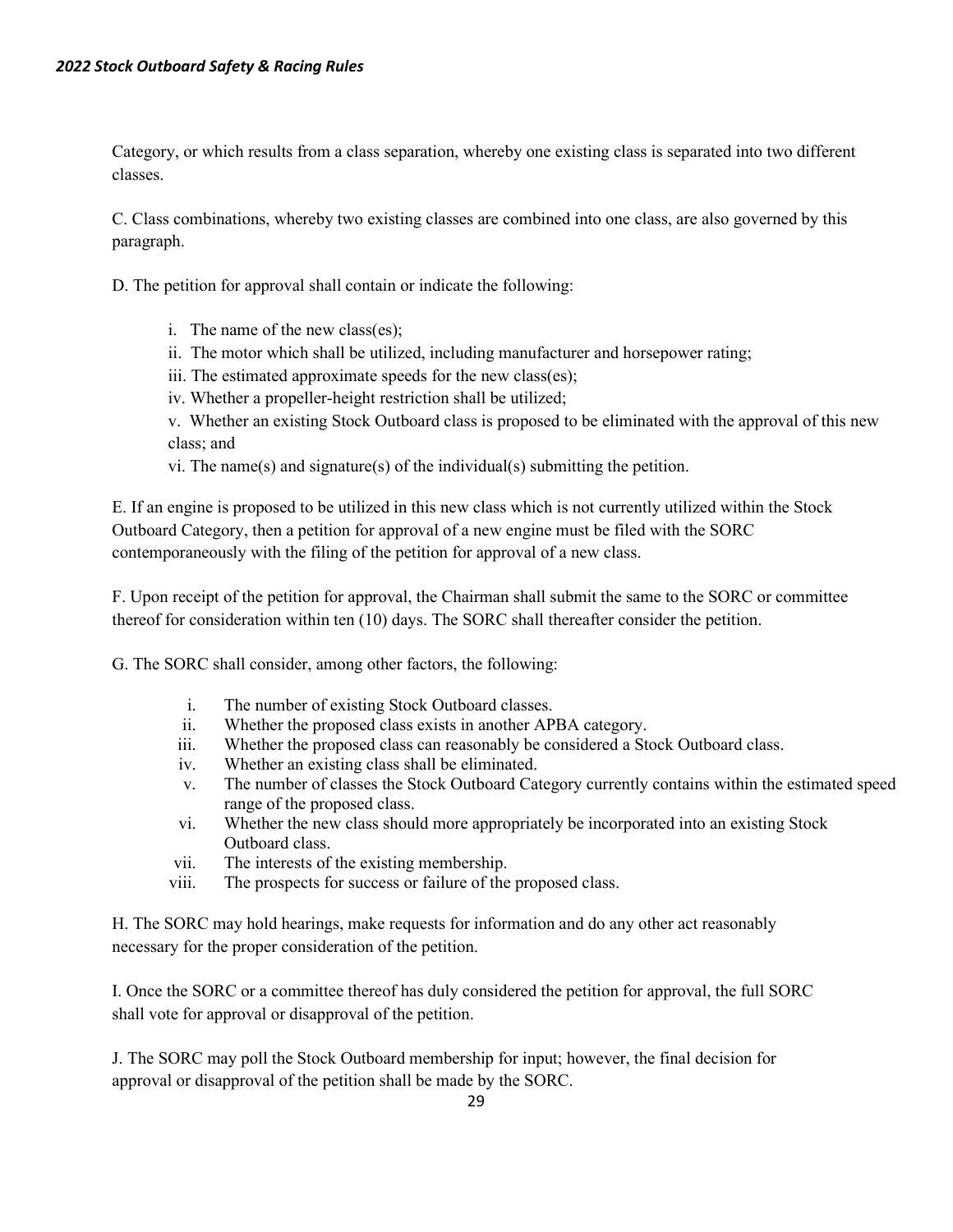Category, or which results from a class separation, whereby one existing class is separated into two different classes.

C. Class combinations, whereby two existing classes are combined into one class, are also governed by this paragraph.

D. The petition for approval shall contain or indicate the following:

i. The name of the new class(es);
ii. The motor which shall be utilized, including manufacturer and horsepower rating;
iii. The estimated approximate speeds for the new class(es);
iv. Whether a propeller-height restriction shall be utilized;
v. Whether an existing Stock Outboard class is proposed to be eliminated with the approval of this new class; and
vi. The name(s) and signature(s) of the individual(s) submitting the petition.

E. If an engine is proposed to be utilized in this new class which is not currently utilized within the Stock Outboard Category, then a petition for approval of a new engine must be filed with the SORC contemporaneously with the filing of the petition for approval of a new class.

F. Upon receipt of the petition for approval, the Chairman shall submit the same to the SORC or committee thereof for consideration within ten (10) days. The SORC shall thereafter consider the petition.

G. The SORC shall consider, among other factors, the following:

i. The number of existing Stock Outboard classes.
ii. Whether the proposed class exists in another APBA category.
iii. Whether the proposed class can reasonably be considered a Stock Outboard class.
iv. Whether an existing class shall be eliminated.
v. The number of classes the Stock Outboard Category currently contains within the estimated speed range of the proposed class.
vi. Whether the new class should more appropriately be incorporated into an existing Stock Outboard class.
vii. The interests of the existing membership.
viii. The prospects for success or failure of the proposed class.

H. The SORC may hold hearings, make requests for information and do any other act reasonably necessary for the proper consideration of the petition.

I. Once the SORC or a committee thereof has duly considered the petition for approval, the full SORC shall vote for approval or disapproval of the petition.

J. The SORC may poll the Stock Outboard membership for input; however, the final decision for approval or disapproval of the petition shall be made by the SORC.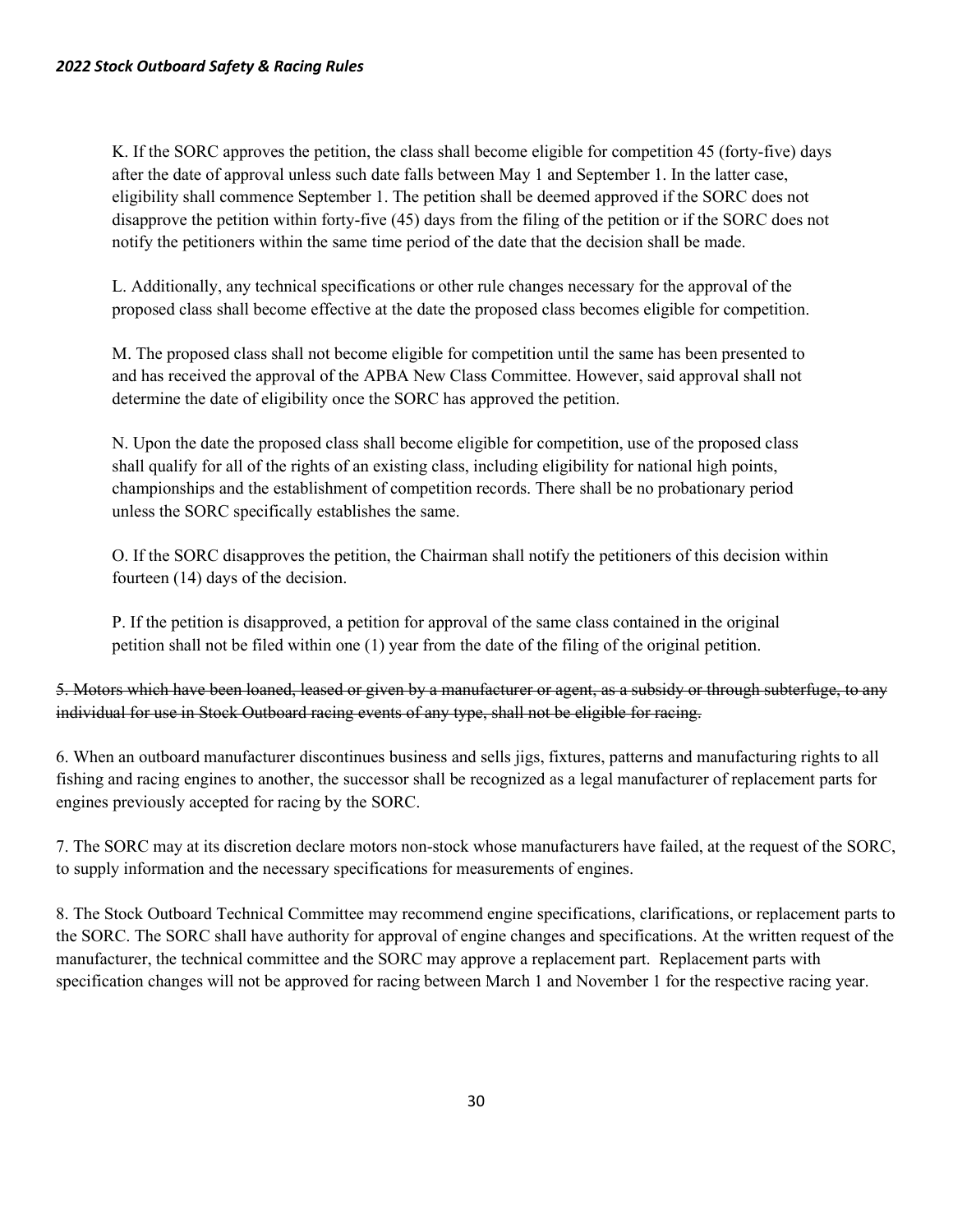K. If the SORC approves the petition, the class shall become eligible for competition 45 (forty-five) days after the date of approval unless such date falls between May 1 and September 1. In the latter case, eligibility shall commence September 1. The petition shall be deemed approved if the SORC does not disapprove the petition within forty-five (45) days from the filing of the petition or if the SORC does not notify the petitioners within the same time period of the date that the decision shall be made.

L. Additionally, any technical specifications or other rule changes necessary for the approval of the proposed class shall become effective at the date the proposed class becomes eligible for competition.

M. The proposed class shall not become eligible for competition until the same has been presented to and has received the approval of the APBA New Class Committee. However, said approval shall not determine the date of eligibility once the SORC has approved the petition.

N. Upon the date the proposed class shall become eligible for competition, use of the proposed class shall qualify for all of the rights of an existing class, including eligibility for national high points, championships and the establishment of competition records. There shall be no probationary period unless the SORC specifically establishes the same.

O. If the SORC disapproves the petition, the Chairman shall notify the petitioners of this decision within fourteen (14) days of the decision.

P. If the petition is disapproved, a petition for approval of the same class contained in the original petition shall not be filed within one (1) year from the date of the filing of the original petition.

~~5. Motors which have been loaned, leased or given by a manufacturer or agent, as a subsidy or through subterfuge, to any individual for use in Stock Outboard racing events of any type, shall not be eligible for racing.~~

6. When an outboard manufacturer discontinues business and sells jigs, fixtures, patterns and manufacturing rights to all fishing and racing engines to another, the successor shall be recognized as a legal manufacturer of replacement parts for engines previously accepted for racing by the SORC.

7. The SORC may at its discretion declare motors non-stock whose manufacturers have failed, at the request of the SORC, to supply information and the necessary specifications for measurements of engines.

8. The Stock Outboard Technical Committee may recommend engine specifications, clarifications, or replacement parts to the SORC. The SORC shall have authority for approval of engine changes and specifications. At the written request of the manufacturer, the technical committee and the SORC may approve a replacement part. Replacement parts with specification changes will not be approved for racing between March 1 and November 1 for the respective racing year.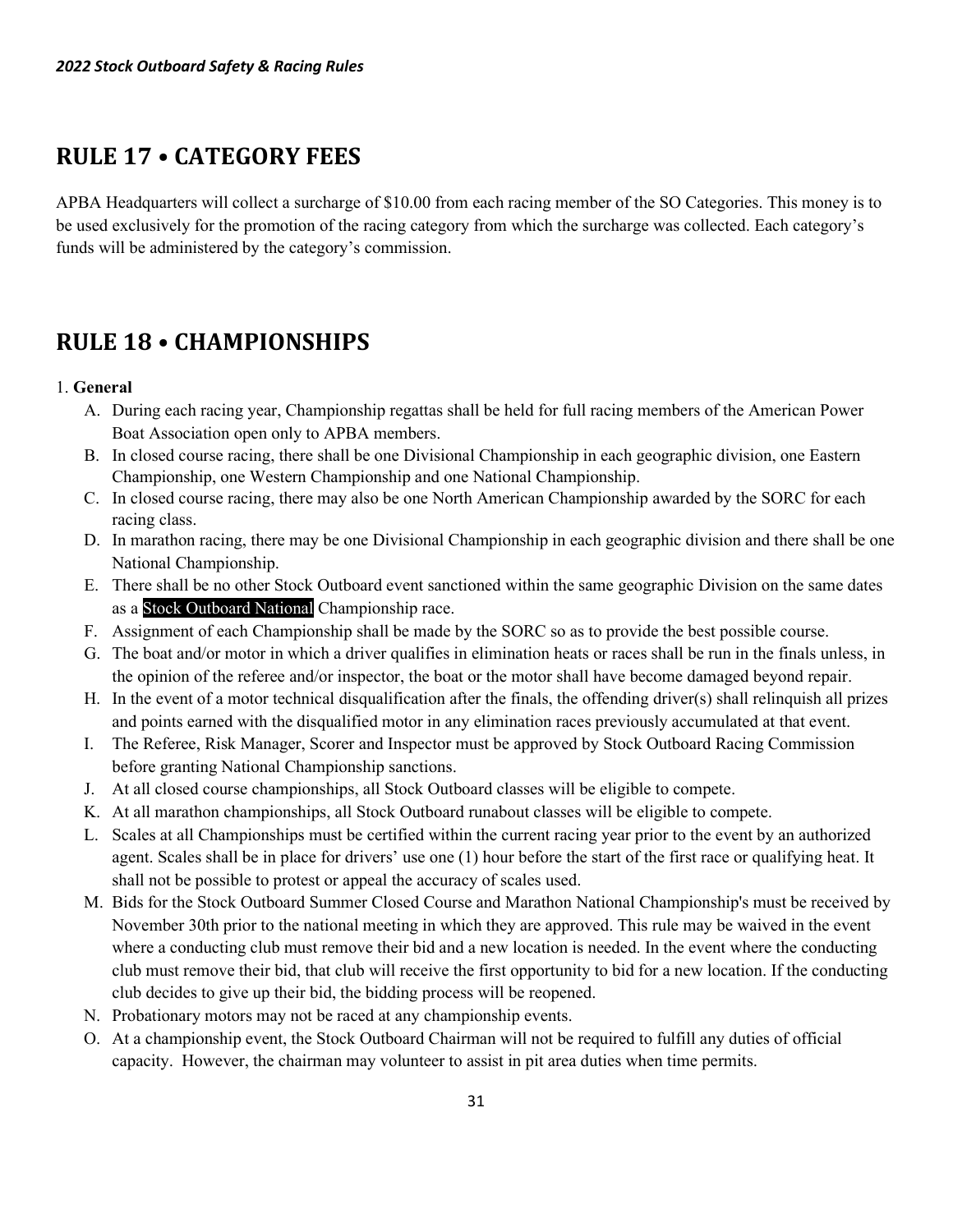## RULE 17 • CATEGORY FEES

APBA Headquarters will collect a surcharge of $10.00 from each racing member of the SO Categories. This money is to be used exclusively for the promotion of the racing category from which the surcharge was collected. Each category's funds will be administered by the category's commission.

## RULE 18 • CHAMPIONSHIPS

1. **General**

   A. During each racing year, Championship regattas shall be held for full racing members of the American Power Boat Association open only to APBA members.

   B. In closed course racing, there shall be one Divisional Championship in each geographic division, one Eastern Championship, one Western Championship and one National Championship.

   C. In closed course racing, there may also be one North American Championship awarded by the SORC for each racing class.

   D. In marathon racing, there may be one Divisional Championship in each geographic division and there shall be one National Championship.

   E. There shall be no other Stock Outboard event sanctioned within the same geographic Division on the same dates as a Stock Outboard National Championship race.

   F. Assignment of each Championship shall be made by the SORC so as to provide the best possible course.

   G. The boat and/or motor in which a driver qualifies in elimination heats or races shall be run in the finals unless, in the opinion of the referee and/or inspector, the boat or the motor shall have become damaged beyond repair.

   H. In the event of a motor technical disqualification after the finals, the offending driver(s) shall relinquish all prizes and points earned with the disqualified motor in any elimination races previously accumulated at that event.

   I. The Referee, Risk Manager, Scorer and Inspector must be approved by Stock Outboard Racing Commission before granting National Championship sanctions.

   J. At all closed course championships, all Stock Outboard classes will be eligible to compete.

   K. At all marathon championships, all Stock Outboard runabout classes will be eligible to compete.

   L. Scales at all Championships must be certified within the current racing year prior to the event by an authorized agent. Scales shall be in place for drivers' use one (1) hour before the start of the first race or qualifying heat. It shall not be possible to protest or appeal the accuracy of scales used.

   M. Bids for the Stock Outboard Summer Closed Course and Marathon National Championship's must be received by November 30th prior to the national meeting in which they are approved. This rule may be waived in the event where a conducting club must remove their bid and a new location is needed. In the event where the conducting club must remove their bid, that club will receive the first opportunity to bid for a new location. If the conducting club decides to give up their bid, the bidding process will be reopened.

   N. Probationary motors may not be raced at any championship events.

   O. At a championship event, the Stock Outboard Chairman will not be required to fulfill any duties of official capacity. However, the chairman may volunteer to assist in pit area duties when time permits.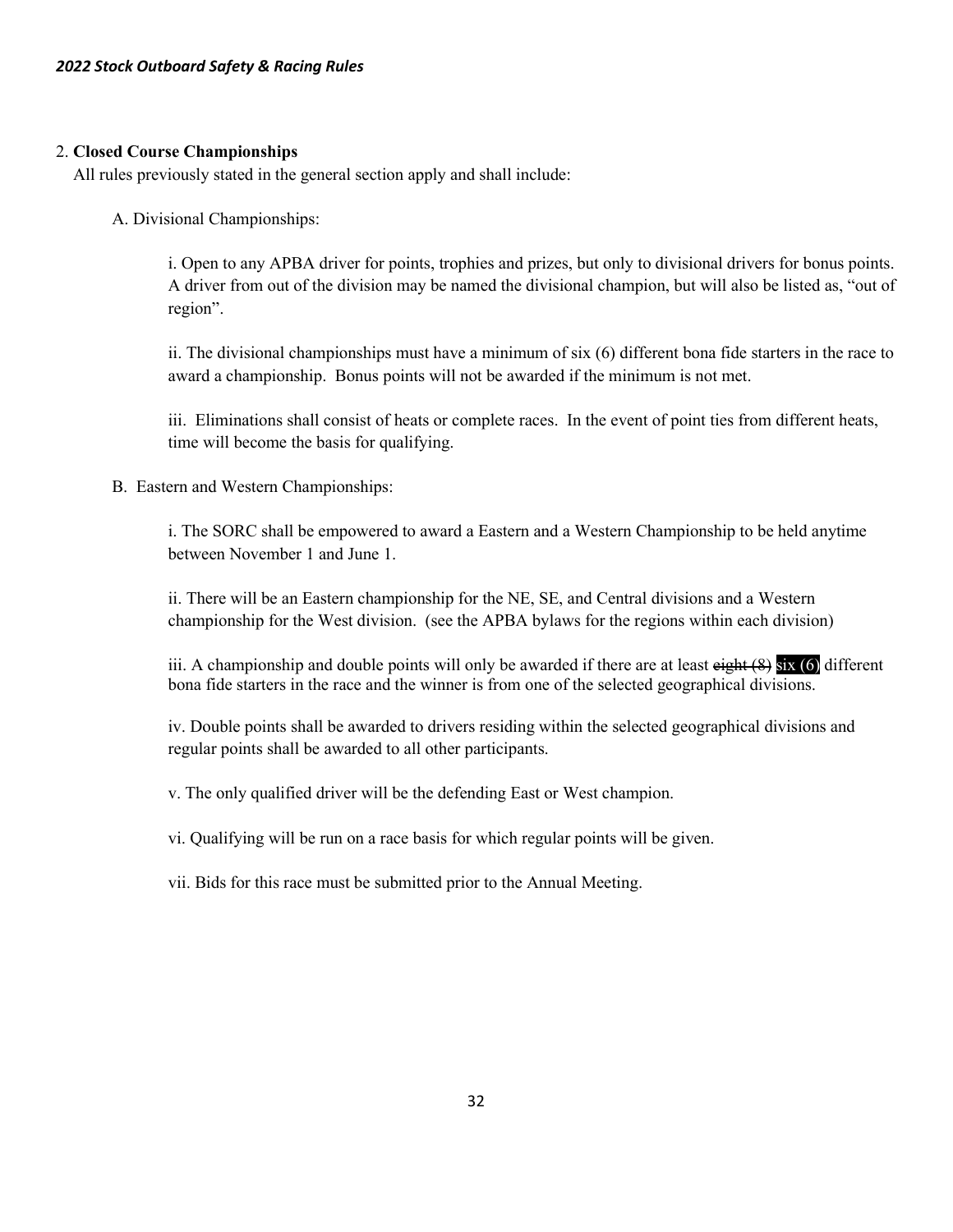2. **Closed Course Championships**

All rules previously stated in the general section apply and shall include:

A. Divisional Championships:

i. Open to any APBA driver for points, trophies and prizes, but only to divisional drivers for bonus points. A driver from out of the division may be named the divisional champion, but will also be listed as, "out of region".

ii. The divisional championships must have a minimum of six (6) different bona fide starters in the race to award a championship. Bonus points will not be awarded if the minimum is not met.

iii. Eliminations shall consist of heats or complete races. In the event of point ties from different heats, time will become the basis for qualifying.

B. Eastern and Western Championships:

i. The SORC shall be empowered to award a Eastern and a Western Championship to be held anytime between November 1 and June 1.

ii. There will be an Eastern championship for the NE, SE, and Central divisions and a Western championship for the West division. (see the APBA bylaws for the regions within each division)

iii. A championship and double points will only be awarded if there are at least ~~eight (8)~~ six (6) different bona fide starters in the race and the winner is from one of the selected geographical divisions.

iv. Double points shall be awarded to drivers residing within the selected geographical divisions and regular points shall be awarded to all other participants.

v. The only qualified driver will be the defending East or West champion.

vi. Qualifying will be run on a race basis for which regular points will be given.

vii. Bids for this race must be submitted prior to the Annual Meeting.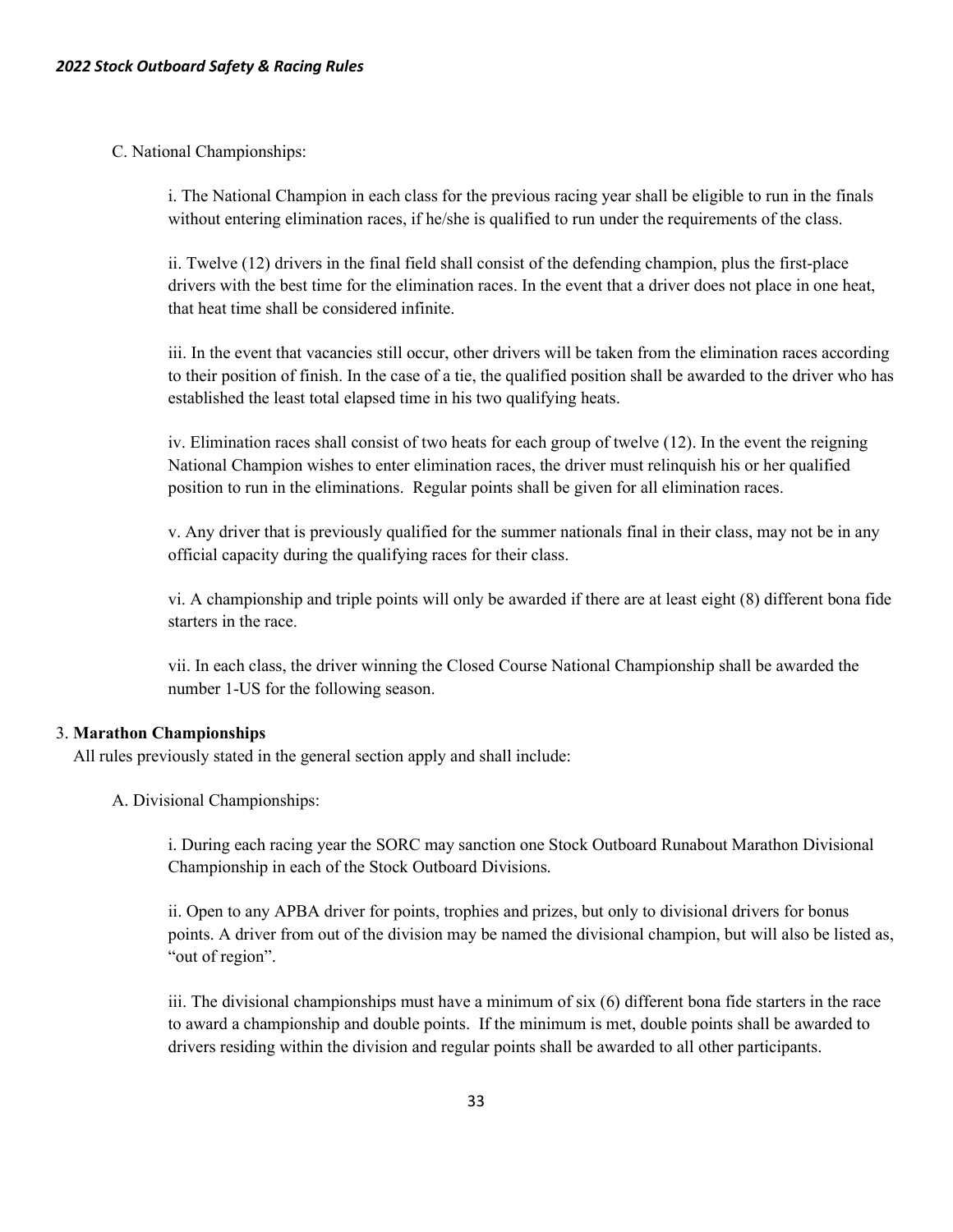C. National Championships:

i. The National Champion in each class for the previous racing year shall be eligible to run in the finals without entering elimination races, if he/she is qualified to run under the requirements of the class.

ii. Twelve (12) drivers in the final field shall consist of the defending champion, plus the first-place drivers with the best time for the elimination races. In the event that a driver does not place in one heat, that heat time shall be considered infinite.

iii. In the event that vacancies still occur, other drivers will be taken from the elimination races according to their position of finish. In the case of a tie, the qualified position shall be awarded to the driver who has established the least total elapsed time in his two qualifying heats.

iv. Elimination races shall consist of two heats for each group of twelve (12). In the event the reigning National Champion wishes to enter elimination races, the driver must relinquish his or her qualified position to run in the eliminations. Regular points shall be given for all elimination races.

v. Any driver that is previously qualified for the summer nationals final in their class, may not be in any official capacity during the qualifying races for their class.

vi. A championship and triple points will only be awarded if there are at least eight (8) different bona fide starters in the race.

vii. In each class, the driver winning the Closed Course National Championship shall be awarded the number 1-US for the following season.

3. **Marathon Championships**
All rules previously stated in the general section apply and shall include:

A. Divisional Championships:

i. During each racing year the SORC may sanction one Stock Outboard Runabout Marathon Divisional Championship in each of the Stock Outboard Divisions.

ii. Open to any APBA driver for points, trophies and prizes, but only to divisional drivers for bonus points. A driver from out of the division may be named the divisional champion, but will also be listed as, "out of region".

iii. The divisional championships must have a minimum of six (6) different bona fide starters in the race to award a championship and double points. If the minimum is met, double points shall be awarded to drivers residing within the division and regular points shall be awarded to all other participants.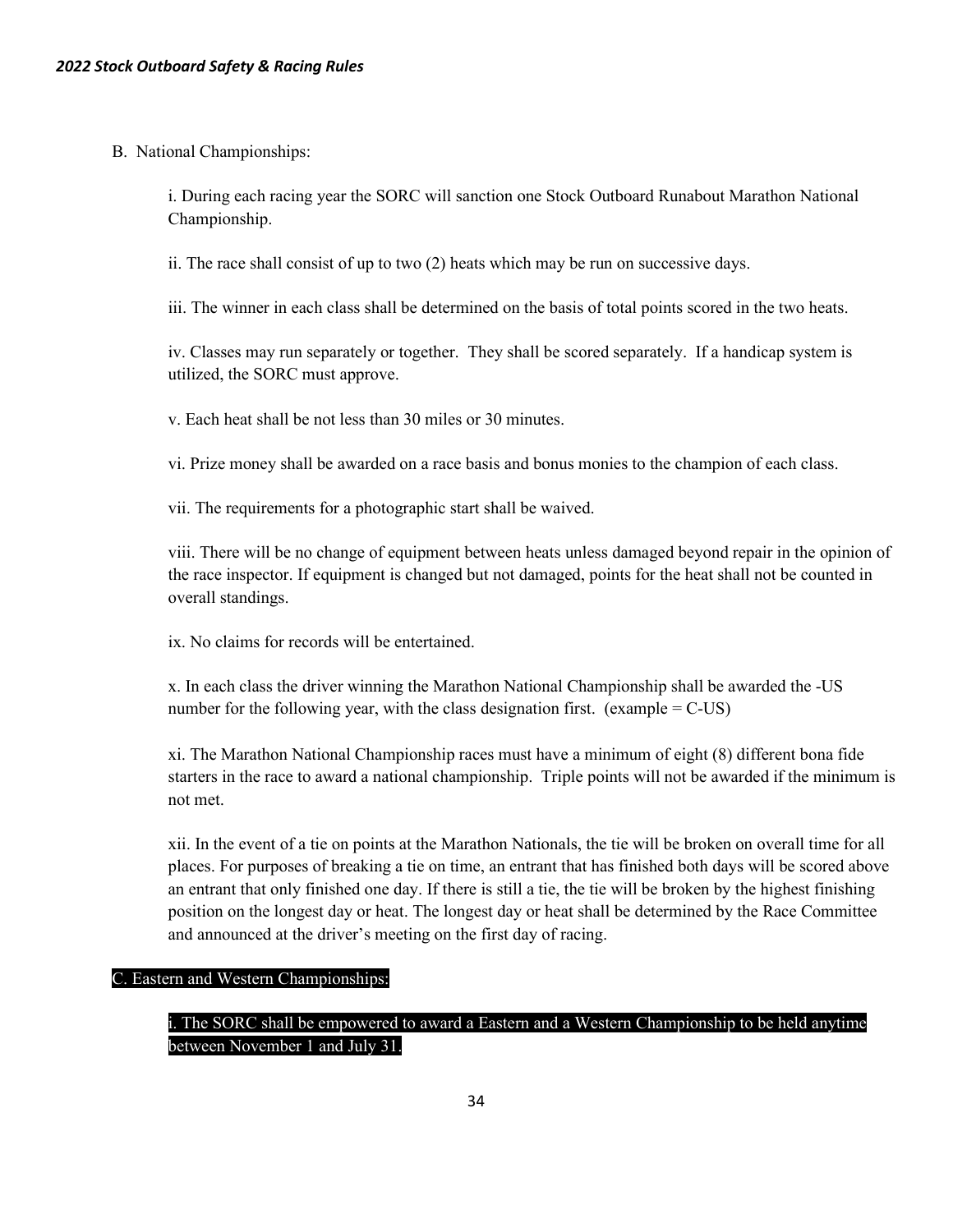B. National Championships:

i. During each racing year the SORC will sanction one Stock Outboard Runabout Marathon National Championship.

ii. The race shall consist of up to two (2) heats which may be run on successive days.

iii. The winner in each class shall be determined on the basis of total points scored in the two heats.

iv. Classes may run separately or together. They shall be scored separately. If a handicap system is utilized, the SORC must approve.

v. Each heat shall be not less than 30 miles or 30 minutes.

vi. Prize money shall be awarded on a race basis and bonus monies to the champion of each class.

vii. The requirements for a photographic start shall be waived.

viii. There will be no change of equipment between heats unless damaged beyond repair in the opinion of the race inspector. If equipment is changed but not damaged, points for the heat shall not be counted in overall standings.

ix. No claims for records will be entertained.

x. In each class the driver winning the Marathon National Championship shall be awarded the -US number for the following year, with the class designation first. (example = C-US)

xi. The Marathon National Championship races must have a minimum of eight (8) different bona fide starters in the race to award a national championship. Triple points will not be awarded if the minimum is not met.

xii. In the event of a tie on points at the Marathon Nationals, the tie will be broken on overall time for all places. For purposes of breaking a tie on time, an entrant that has finished both days will be scored above an entrant that only finished one day. If there is still a tie, the tie will be broken by the highest finishing position on the longest day or heat. The longest day or heat shall be determined by the Race Committee and announced at the driver's meeting on the first day of racing.

C. Eastern and Western Championships:

i. The SORC shall be empowered to award a Eastern and a Western Championship to be held anytime between November 1 and July 31.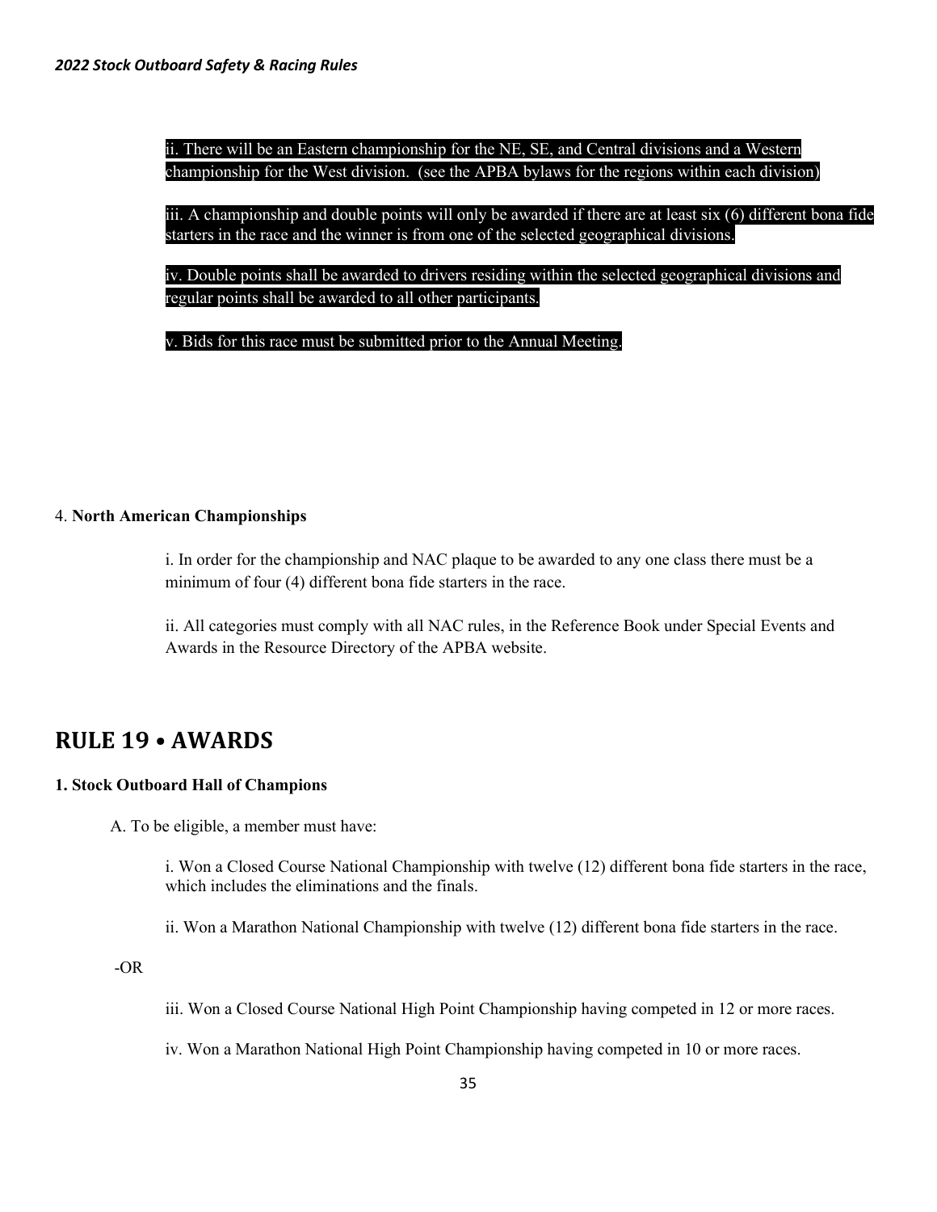ii. There will be an Eastern championship for the NE, SE, and Central divisions and a Western championship for the West division. (see the APBA bylaws for the regions within each division)

iii. A championship and double points will only be awarded if there are at least six (6) different bona fide starters in the race and the winner is from one of the selected geographical divisions.

iv. Double points shall be awarded to drivers residing within the selected geographical divisions and regular points shall be awarded to all other participants.

v. Bids for this race must be submitted prior to the Annual Meeting.

4. **North American Championships**

i. In order for the championship and NAC plaque to be awarded to any one class there must be a minimum of four (4) different bona fide starters in the race.

ii. All categories must comply with all NAC rules, in the Reference Book under Special Events and Awards in the Resource Directory of the APBA website.

## RULE 19 • AWARDS

**1. Stock Outboard Hall of Champions**

A. To be eligible, a member must have:

i. Won a Closed Course National Championship with twelve (12) different bona fide starters in the race, which includes the eliminations and the finals.

ii. Won a Marathon National Championship with twelve (12) different bona fide starters in the race.

-OR

iii. Won a Closed Course National High Point Championship having competed in 12 or more races.

iv. Won a Marathon National High Point Championship having competed in 10 or more races.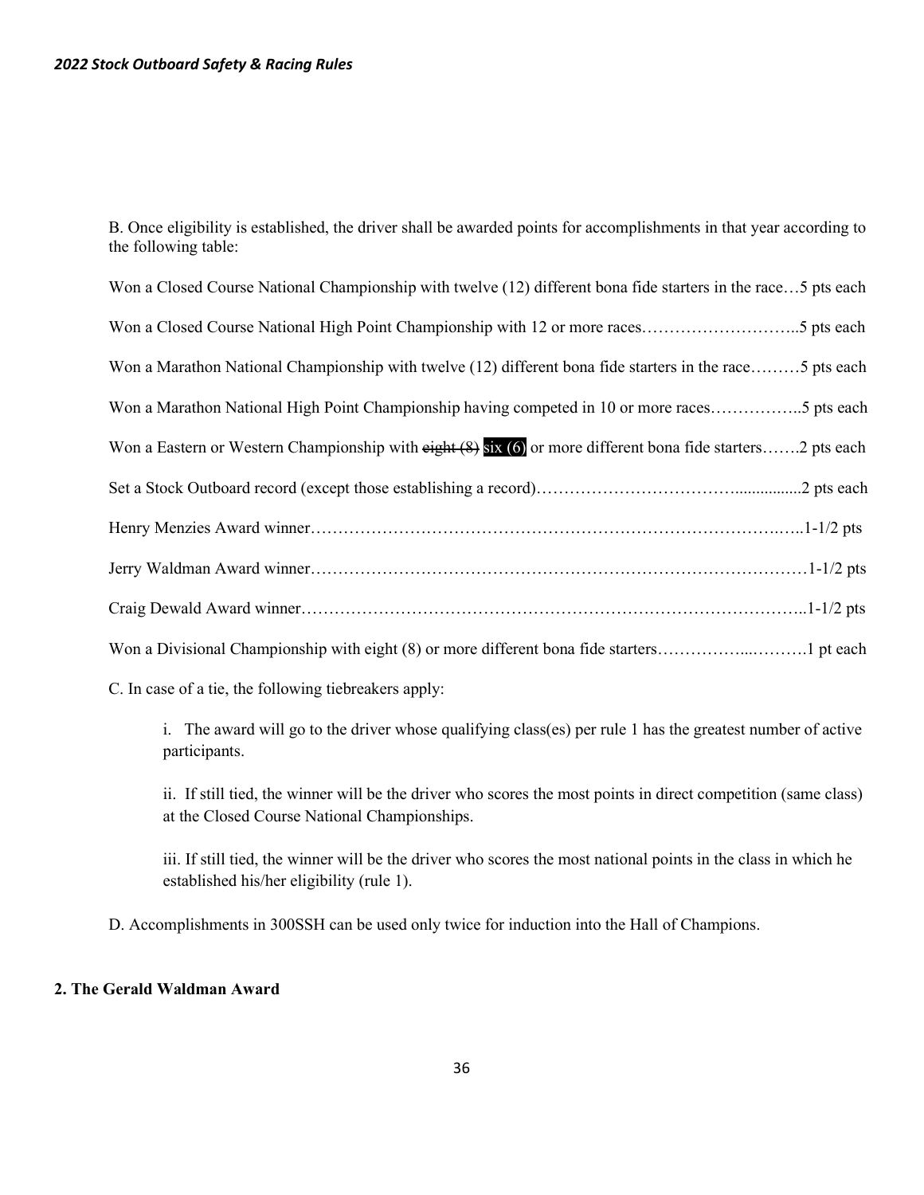B. Once eligibility is established, the driver shall be awarded points for accomplishments in that year according to the following table:

Won a Closed Course National Championship with twelve (12) different bona fide starters in the race…5 pts each

Won a Closed Course National High Point Championship with 12 or more races………………………..5 pts each

Won a Marathon National Championship with twelve (12) different bona fide starters in the race………5 pts each

Won a Marathon National High Point Championship having competed in 10 or more races……………..5 pts each

Won a Eastern or Western Championship with ~~eight (8)~~ six (6) or more different bona fide starters…….2 pts each

Set a Stock Outboard record (except those establishing a record)……………………………................2 pts each

Henry Menzies Award winner…………………………………………………………………………..…..1-1/2 pts

Jerry Waldman Award winner……………………………………………………………………………1-1/2 pts

Craig Dewald Award winner……………………………………………………………………………..1-1/2 pts

Won a Divisional Championship with eight (8) or more different bona fide starters……………...……….1 pt each

C. In case of a tie, the following tiebreakers apply:

i. The award will go to the driver whose qualifying class(es) per rule 1 has the greatest number of active participants.

ii. If still tied, the winner will be the driver who scores the most points in direct competition (same class) at the Closed Course National Championships.

iii. If still tied, the winner will be the driver who scores the most national points in the class in which he established his/her eligibility (rule 1).

D. Accomplishments in 300SSH can be used only twice for induction into the Hall of Champions.

**2. The Gerald Waldman Award**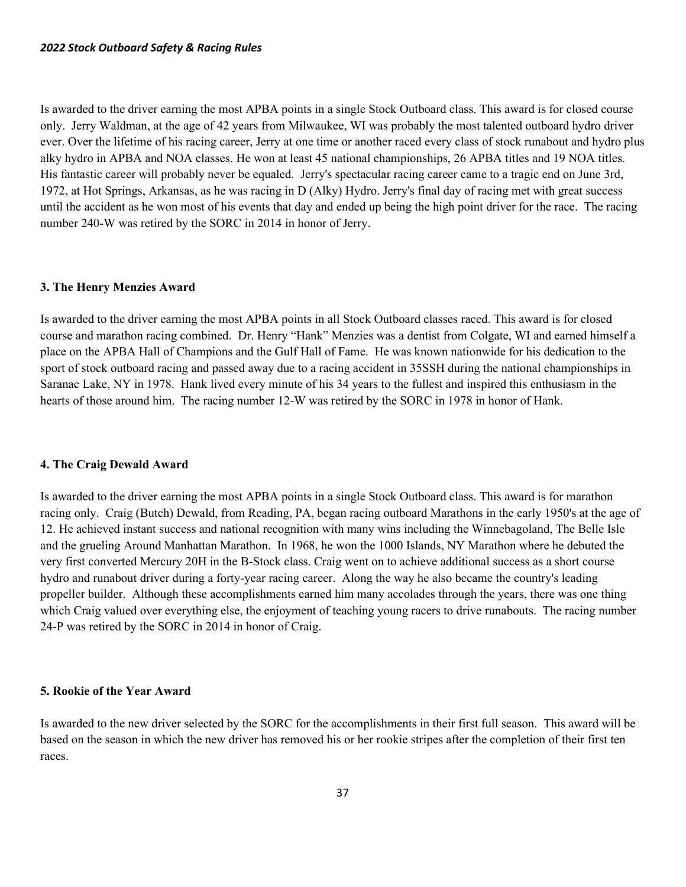Is awarded to the driver earning the most APBA points in a single Stock Outboard class. This award is for closed course only. Jerry Waldman, at the age of 42 years from Milwaukee, WI was probably the most talented outboard hydro driver ever. Over the lifetime of his racing career, Jerry at one time or another raced every class of stock runabout and hydro plus alky hydro in APBA and NOA classes. He won at least 45 national championships, 26 APBA titles and 19 NOA titles. His fantastic career will probably never be equaled. Jerry's spectacular racing career came to a tragic end on June 3rd, 1972, at Hot Springs, Arkansas, as he was racing in D (Alky) Hydro. Jerry's final day of racing met with great success until the accident as he won most of his events that day and ended up being the high point driver for the race. The racing number 240-W was retired by the SORC in 2014 in honor of Jerry.

### 3. The Henry Menzies Award

Is awarded to the driver earning the most APBA points in all Stock Outboard classes raced. This award is for closed course and marathon racing combined. Dr. Henry "Hank" Menzies was a dentist from Colgate, WI and earned himself a place on the APBA Hall of Champions and the Gulf Hall of Fame. He was known nationwide for his dedication to the sport of stock outboard racing and passed away due to a racing accident in 35SSH during the national championships in Saranac Lake, NY in 1978. Hank lived every minute of his 34 years to the fullest and inspired this enthusiasm in the hearts of those around him. The racing number 12-W was retired by the SORC in 1978 in honor of Hank.

### 4. The Craig Dewald Award

Is awarded to the driver earning the most APBA points in a single Stock Outboard class. This award is for marathon racing only. Craig (Butch) Dewald, from Reading, PA, began racing outboard Marathons in the early 1950's at the age of 12. He achieved instant success and national recognition with many wins including the Winnebagoland, The Belle Isle and the grueling Around Manhattan Marathon. In 1968, he won the 1000 Islands, NY Marathon where he debuted the very first converted Mercury 20H in the B-Stock class. Craig went on to achieve additional success as a short course hydro and runabout driver during a forty-year racing career. Along the way he also became the country's leading propeller builder. Although these accomplishments earned him many accolades through the years, there was one thing which Craig valued over everything else, the enjoyment of teaching young racers to drive runabouts. The racing number 24-P was retired by the SORC in 2014 in honor of Craig.

### 5. Rookie of the Year Award

Is awarded to the new driver selected by the SORC for the accomplishments in their first full season. This award will be based on the season in which the new driver has removed his or her rookie stripes after the completion of their first ten races.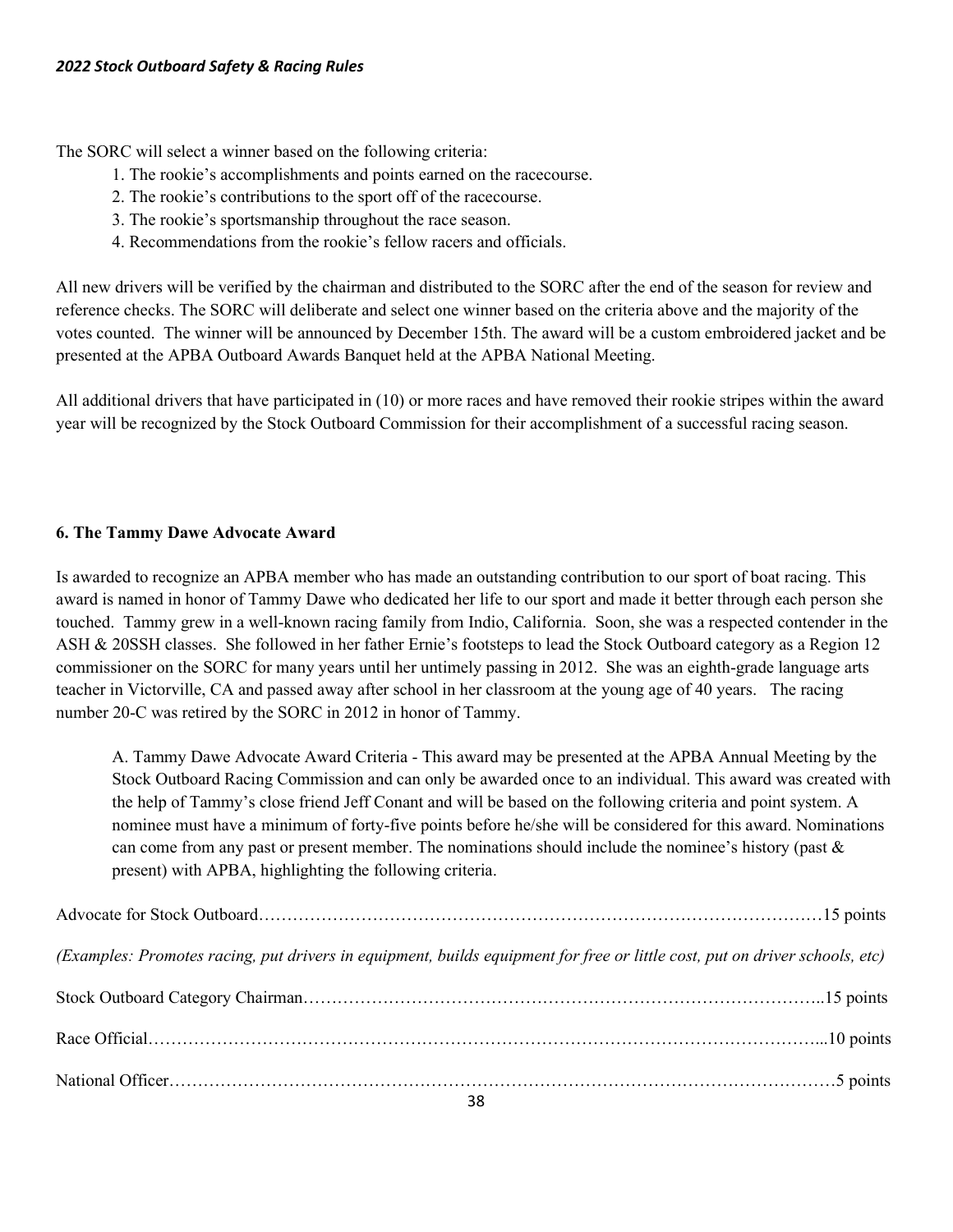The SORC will select a winner based on the following criteria:

1. The rookie's accomplishments and points earned on the racecourse.
2. The rookie's contributions to the sport off of the racecourse.
3. The rookie's sportsmanship throughout the race season.
4. Recommendations from the rookie's fellow racers and officials.

All new drivers will be verified by the chairman and distributed to the SORC after the end of the season for review and reference checks. The SORC will deliberate and select one winner based on the criteria above and the majority of the votes counted. The winner will be announced by December 15th. The award will be a custom embroidered jacket and be presented at the APBA Outboard Awards Banquet held at the APBA National Meeting.

All additional drivers that have participated in (10) or more races and have removed their rookie stripes within the award year will be recognized by the Stock Outboard Commission for their accomplishment of a successful racing season.

**6. The Tammy Dawe Advocate Award**

Is awarded to recognize an APBA member who has made an outstanding contribution to our sport of boat racing. This award is named in honor of Tammy Dawe who dedicated her life to our sport and made it better through each person she touched. Tammy grew in a well-known racing family from Indio, California. Soon, she was a respected contender in the ASH & 20SSH classes. She followed in her father Ernie's footsteps to lead the Stock Outboard category as a Region 12 commissioner on the SORC for many years until her untimely passing in 2012. She was an eighth-grade language arts teacher in Victorville, CA and passed away after school in her classroom at the young age of 40 years. The racing number 20-C was retired by the SORC in 2012 in honor of Tammy.

A. Tammy Dawe Advocate Award Criteria - This award may be presented at the APBA Annual Meeting by the Stock Outboard Racing Commission and can only be awarded once to an individual. This award was created with the help of Tammy's close friend Jeff Conant and will be based on the following criteria and point system. A nominee must have a minimum of forty-five points before he/she will be considered for this award. Nominations can come from any past or present member. The nominations should include the nominee's history (past & present) with APBA, highlighting the following criteria.

Advocate for Stock Outboard……………………………………………………………………………………15 points

*(Examples: Promotes racing, put drivers in equipment, builds equipment for free or little cost, put on driver schools, etc)*

Stock Outboard Category Chairman……………………………………………………………………………..15 points

Race Official……………………………………………………………………………………………………...10 points

National Officer……………………………………………………………………………………………………5 points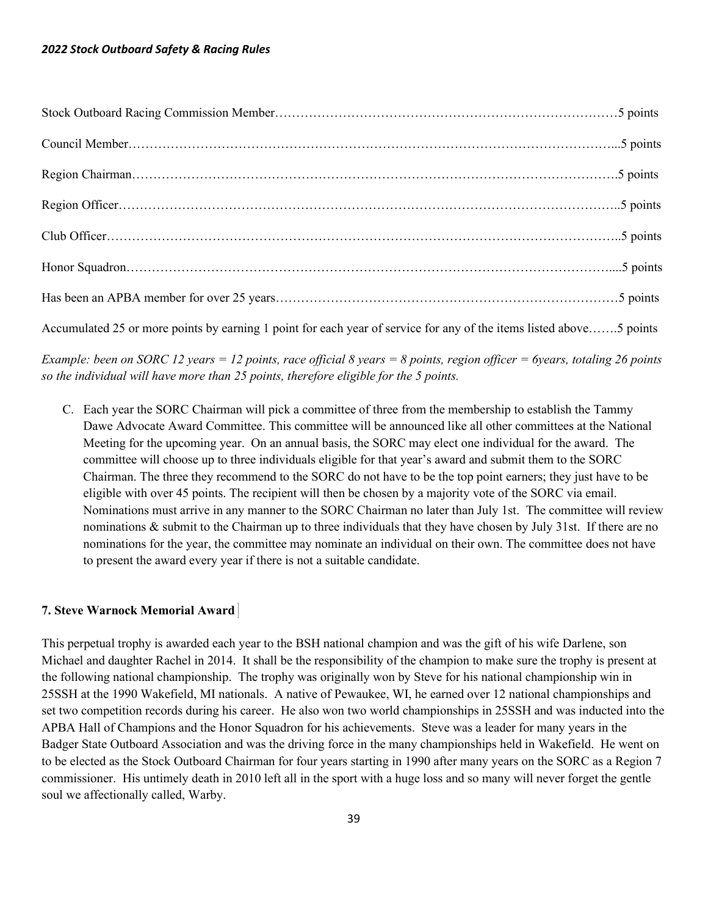Stock Outboard Racing Commission Member……………………………………………………………………………5 points

Council Member…………………………………………………………………………………………………...5 points

Region Chairman………………………………………………………………………………………………….5 points

Region Officer……………………………………………………………………………………………………..5 points

Club Officer………………………………………………………………………………………………………..5 points

Honor Squadron…………………………………………………………………………………………………....5 points

Has been an APBA member for over 25 years……………………………………………………………………5 points

Accumulated 25 or more points by earning 1 point for each year of service for any of the items listed above…….5 points

*Example: been on SORC 12 years = 12 points, race official 8 years = 8 points, region officer = 6years, totaling 26 points so the individual will have more than 25 points, therefore eligible for the 5 points.*

C. Each year the SORC Chairman will pick a committee of three from the membership to establish the Tammy Dawe Advocate Award Committee. This committee will be announced like all other committees at the National Meeting for the upcoming year. On an annual basis, the SORC may elect one individual for the award. The committee will choose up to three individuals eligible for that year's award and submit them to the SORC Chairman. The three they recommend to the SORC do not have to be the top point earners; they just have to be eligible with over 45 points. The recipient will then be chosen by a majority vote of the SORC via email. Nominations must arrive in any manner to the SORC Chairman no later than July 1st. The committee will review nominations & submit to the Chairman up to three individuals that they have chosen by July 31st. If there are no nominations for the year, the committee may nominate an individual on their own. The committee does not have to present the award every year if there is not a suitable candidate.

### 7. Steve Warnock Memorial Award

This perpetual trophy is awarded each year to the BSH national champion and was the gift of his wife Darlene, son Michael and daughter Rachel in 2014. It shall be the responsibility of the champion to make sure the trophy is present at the following national championship. The trophy was originally won by Steve for his national championship win in 25SSH at the 1990 Wakefield, MI nationals. A native of Pewaukee, WI, he earned over 12 national championships and set two competition records during his career. He also won two world championships in 25SSH and was inducted into the APBA Hall of Champions and the Honor Squadron for his achievements. Steve was a leader for many years in the Badger State Outboard Association and was the driving force in the many championships held in Wakefield. He went on to be elected as the Stock Outboard Chairman for four years starting in 1990 after many years on the SORC as a Region 7 commissioner. His untimely death in 2010 left all in the sport with a huge loss and so many will never forget the gentle soul we affectionally called, Warby.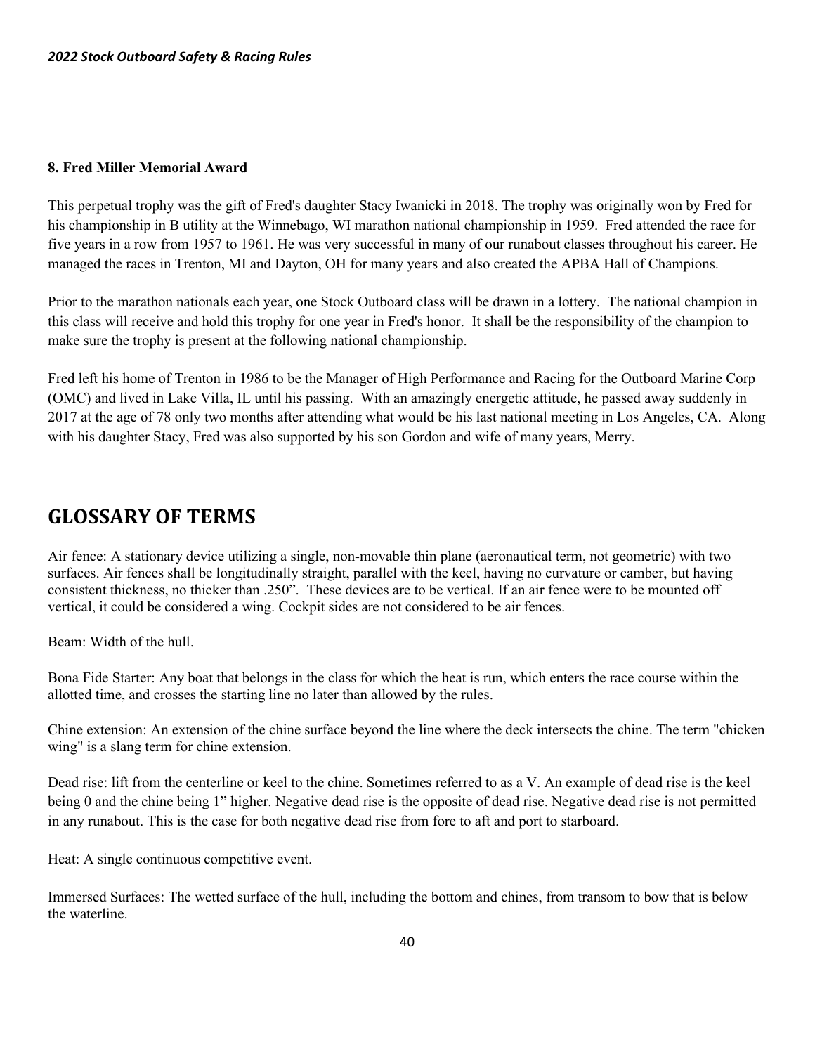**8. Fred Miller Memorial Award**

This perpetual trophy was the gift of Fred's daughter Stacy Iwanicki in 2018. The trophy was originally won by Fred for his championship in B utility at the Winnebago, WI marathon national championship in 1959. Fred attended the race for five years in a row from 1957 to 1961. He was very successful in many of our runabout classes throughout his career. He managed the races in Trenton, MI and Dayton, OH for many years and also created the APBA Hall of Champions.

Prior to the marathon nationals each year, one Stock Outboard class will be drawn in a lottery. The national champion in this class will receive and hold this trophy for one year in Fred's honor. It shall be the responsibility of the champion to make sure the trophy is present at the following national championship.

Fred left his home of Trenton in 1986 to be the Manager of High Performance and Racing for the Outboard Marine Corp (OMC) and lived in Lake Villa, IL until his passing. With an amazingly energetic attitude, he passed away suddenly in 2017 at the age of 78 only two months after attending what would be his last national meeting in Los Angeles, CA. Along with his daughter Stacy, Fred was also supported by his son Gordon and wife of many years, Merry.

# GLOSSARY OF TERMS

Air fence: A stationary device utilizing a single, non-movable thin plane (aeronautical term, not geometric) with two surfaces. Air fences shall be longitudinally straight, parallel with the keel, having no curvature or camber, but having consistent thickness, no thicker than .250". These devices are to be vertical. If an air fence were to be mounted off vertical, it could be considered a wing. Cockpit sides are not considered to be air fences.

Beam: Width of the hull.

Bona Fide Starter: Any boat that belongs in the class for which the heat is run, which enters the race course within the allotted time, and crosses the starting line no later than allowed by the rules.

Chine extension: An extension of the chine surface beyond the line where the deck intersects the chine. The term "chicken wing" is a slang term for chine extension.

Dead rise: lift from the centerline or keel to the chine. Sometimes referred to as a V. An example of dead rise is the keel being 0 and the chine being 1" higher. Negative dead rise is the opposite of dead rise. Negative dead rise is not permitted in any runabout. This is the case for both negative dead rise from fore to aft and port to starboard.

Heat: A single continuous competitive event.

Immersed Surfaces: The wetted surface of the hull, including the bottom and chines, from transom to bow that is below the waterline.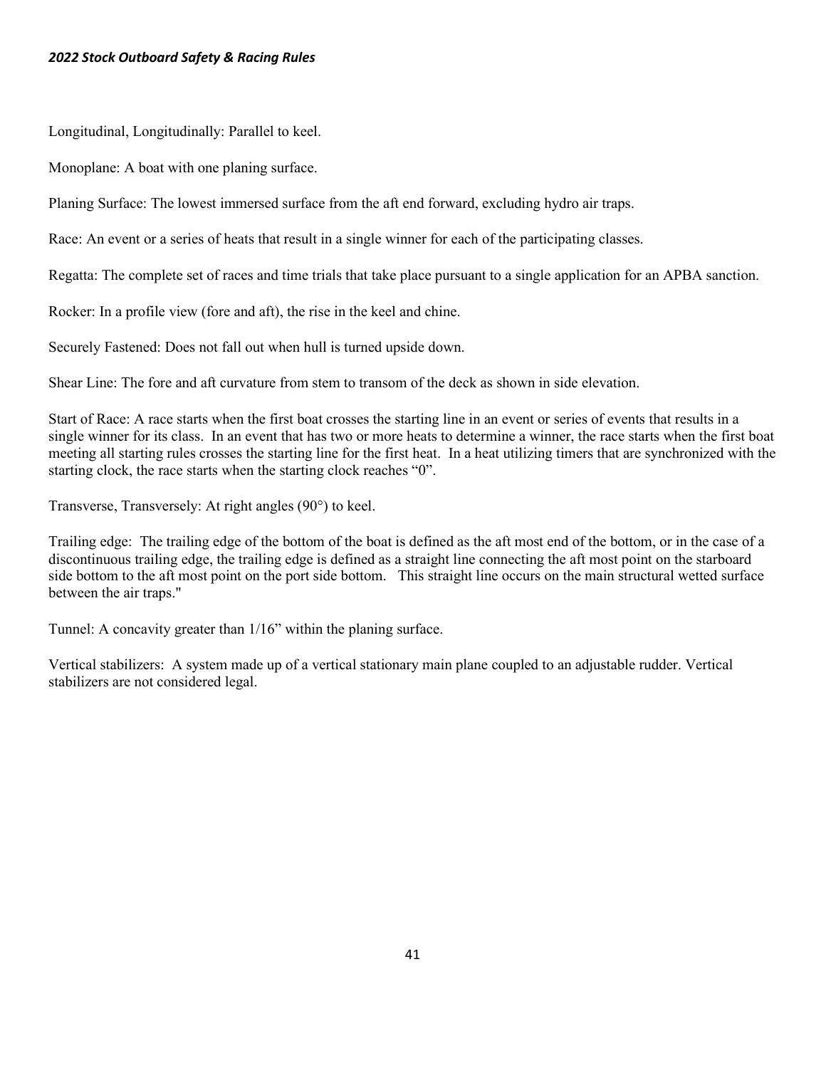Longitudinal, Longitudinally: Parallel to keel.

Monoplane: A boat with one planing surface.

Planing Surface: The lowest immersed surface from the aft end forward, excluding hydro air traps.

Race: An event or a series of heats that result in a single winner for each of the participating classes.

Regatta: The complete set of races and time trials that take place pursuant to a single application for an APBA sanction.

Rocker: In a profile view (fore and aft), the rise in the keel and chine.

Securely Fastened: Does not fall out when hull is turned upside down.

Shear Line: The fore and aft curvature from stem to transom of the deck as shown in side elevation.

Start of Race: A race starts when the first boat crosses the starting line in an event or series of events that results in a single winner for its class. In an event that has two or more heats to determine a winner, the race starts when the first boat meeting all starting rules crosses the starting line for the first heat. In a heat utilizing timers that are synchronized with the starting clock, the race starts when the starting clock reaches "0".

Transverse, Transversely: At right angles (90°) to keel.

Trailing edge: The trailing edge of the bottom of the boat is defined as the aft most end of the bottom, or in the case of a discontinuous trailing edge, the trailing edge is defined as a straight line connecting the aft most point on the starboard side bottom to the aft most point on the port side bottom. This straight line occurs on the main structural wetted surface between the air traps."

Tunnel: A concavity greater than 1/16" within the planing surface.

Vertical stabilizers: A system made up of a vertical stationary main plane coupled to an adjustable rudder. Vertical stabilizers are not considered legal.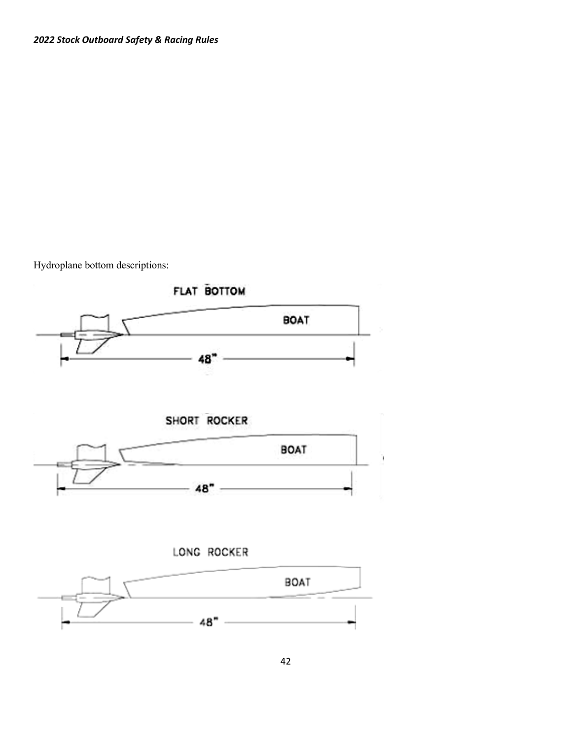Hydroplane bottom descriptions:

FLAT BOTTOM

BOAT

48"

SHORT ROCKER

BOAT

48"

LONG ROCKER

BOAT

48"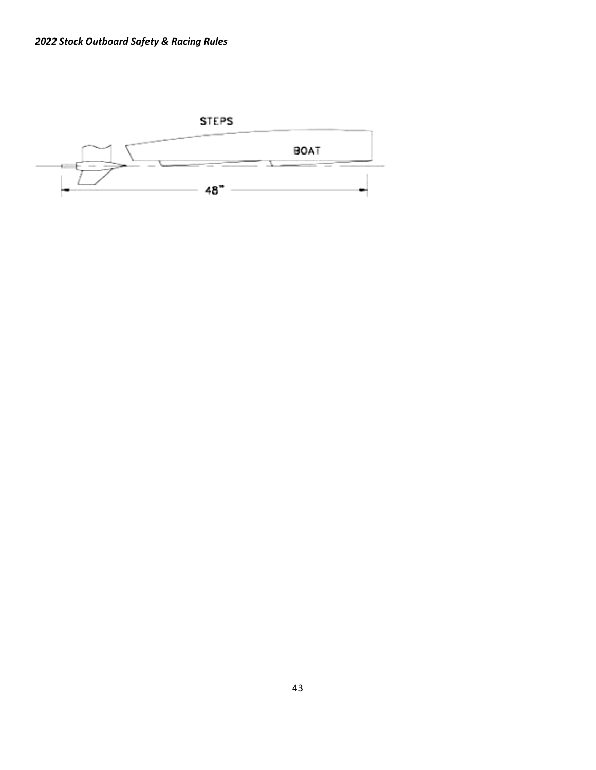STEPS

BOAT

48"